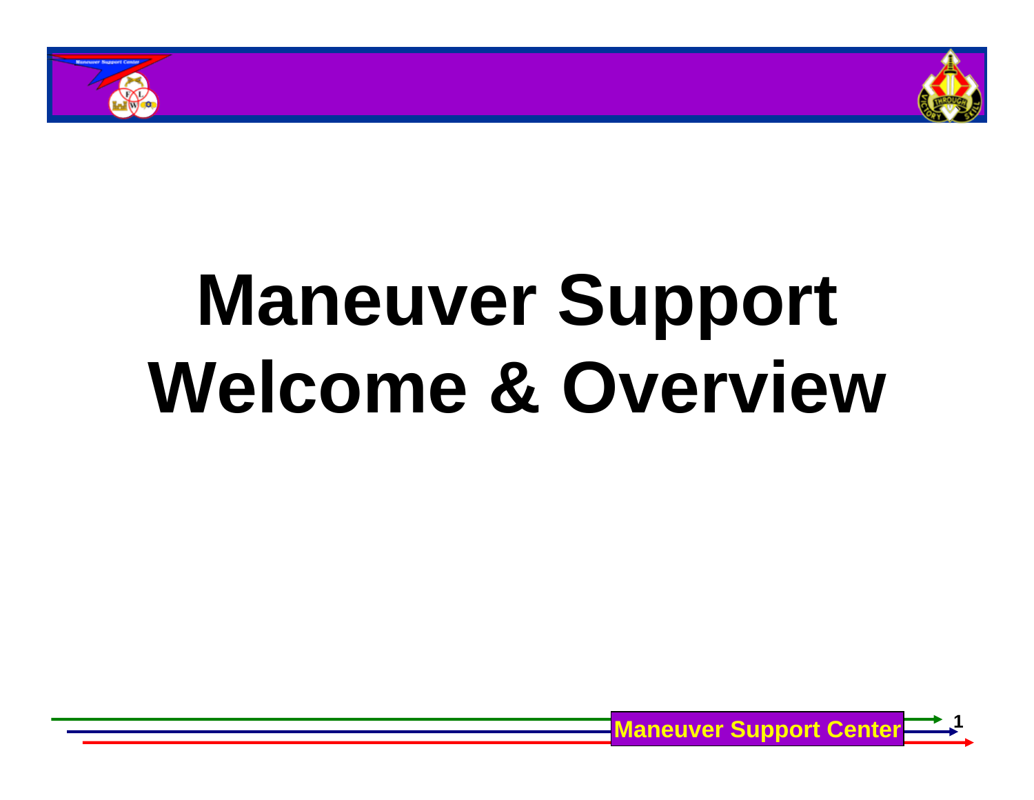# Maneuver Support Welcome & Overview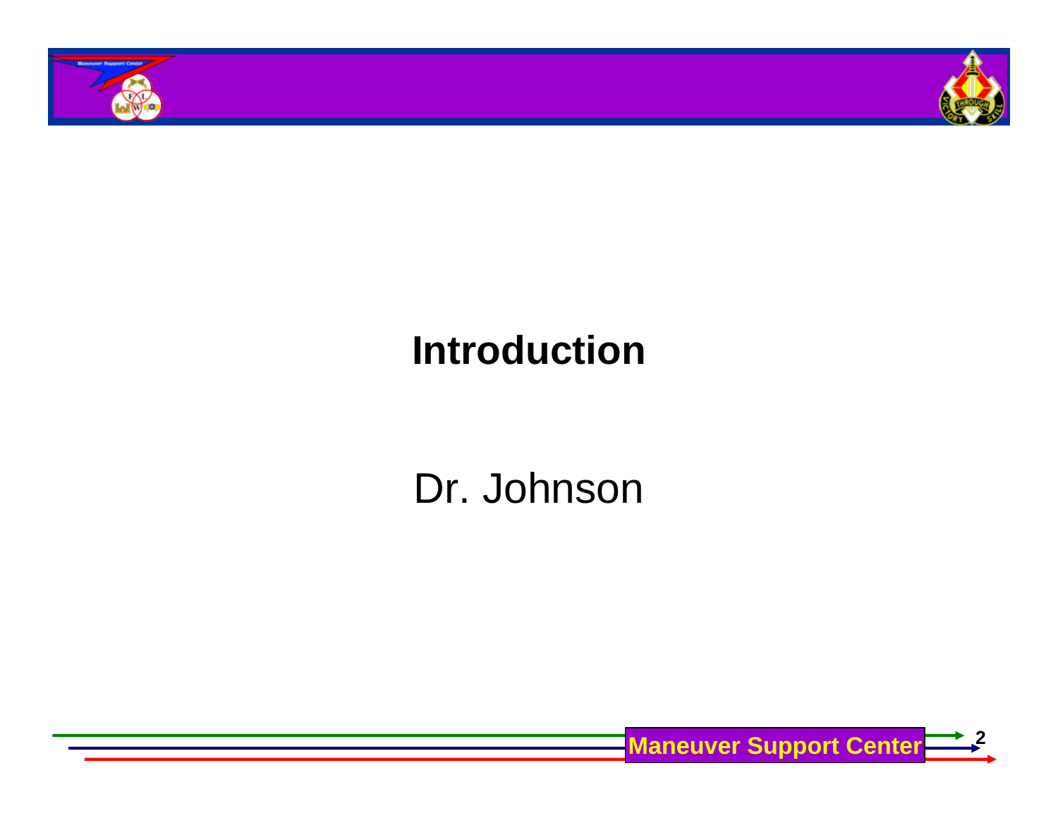# Introduction

Dr. Johnson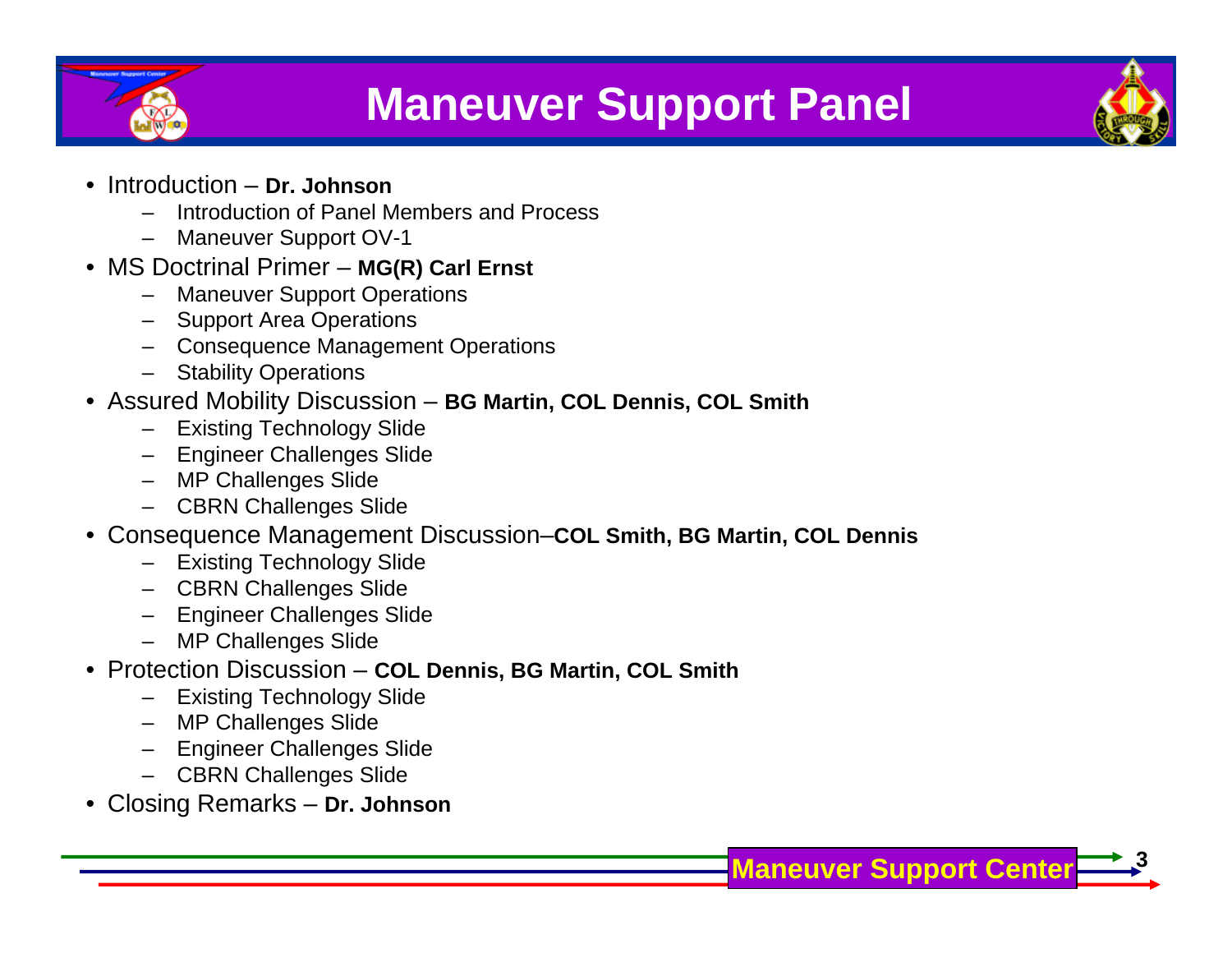# Maneuver Support Panel

- Introduction – **Dr. Johnson**
  - Introduction of Panel Members and Process
  - Maneuver Support OV-1
- MS Doctrinal Primer – **MG(R) Carl Ernst**
  - Maneuver Support Operations
  - Support Area Operations
  - Consequence Management Operations
  - Stability Operations
- Assured Mobility Discussion – **BG Martin, COL Dennis, COL Smith**
  - Existing Technology Slide
  - Engineer Challenges Slide
  - MP Challenges Slide
  - CBRN Challenges Slide
- Consequence Management Discussion–**COL Smith, BG Martin, COL Dennis**
  - Existing Technology Slide
  - CBRN Challenges Slide
  - Engineer Challenges Slide
  - MP Challenges Slide
- Protection Discussion – **COL Dennis, BG Martin, COL Smith**
  - Existing Technology Slide
  - MP Challenges Slide
  - Engineer Challenges Slide
  - CBRN Challenges Slide
- Closing Remarks – **Dr. Johnson**

**Maneuver Support Center**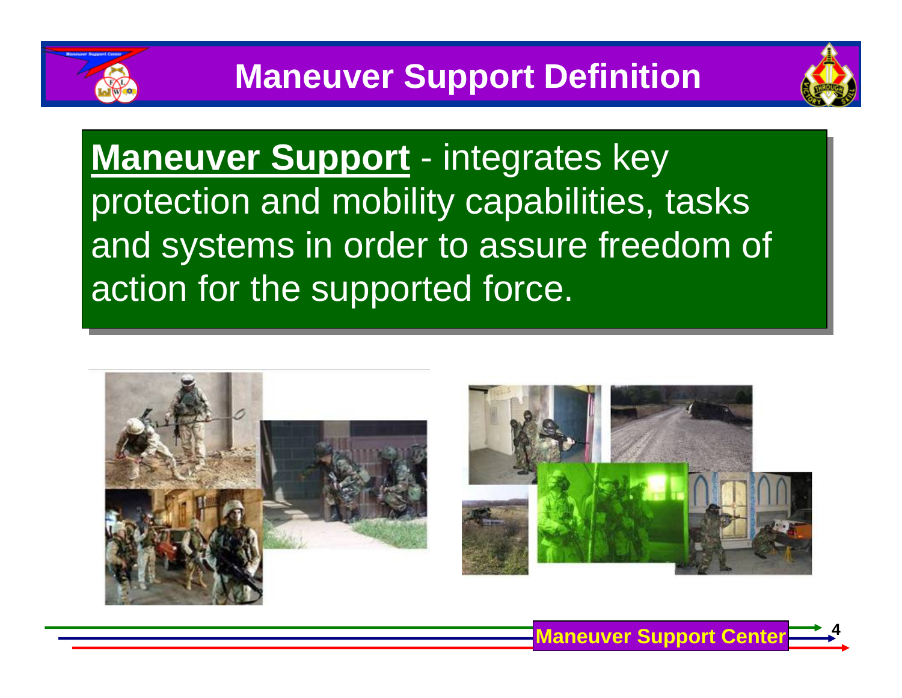# Maneuver Support Definition

**Maneuver Support** - integrates key protection and mobility capabilities, tasks and systems in order to assure freedom of action for the supported force.

Maneuver Support Center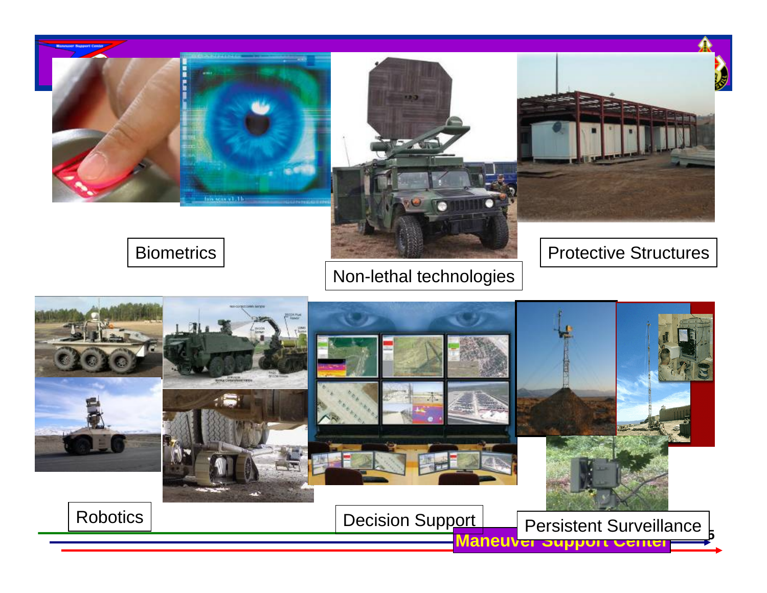Biometrics

Non-lethal technologies

Protective Structures

Robotics

Decision Support

Persistent Surveillance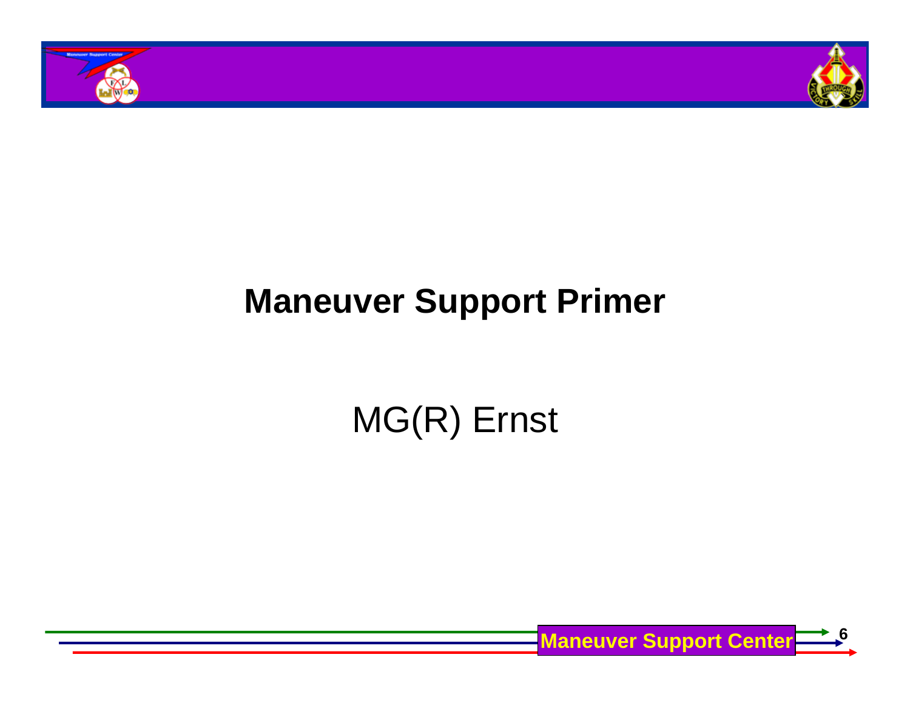# Maneuver Support Primer

MG(R) Ernst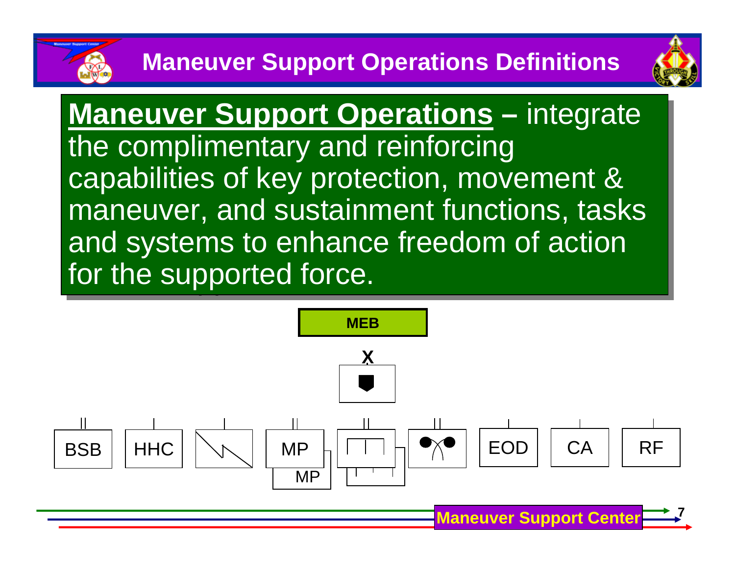# Maneuver Support Operations Definitions

**Maneuver Support Operations** – integrate the complimentary and reinforcing capabilities of key protection, movement & maneuver, and sustainment functions, tasks and systems to enhance freedom of action for the supported force.

**MEB**

X

BSB | HHC | MP | MP | EOD | CA | RF

**Maneuver Support Center**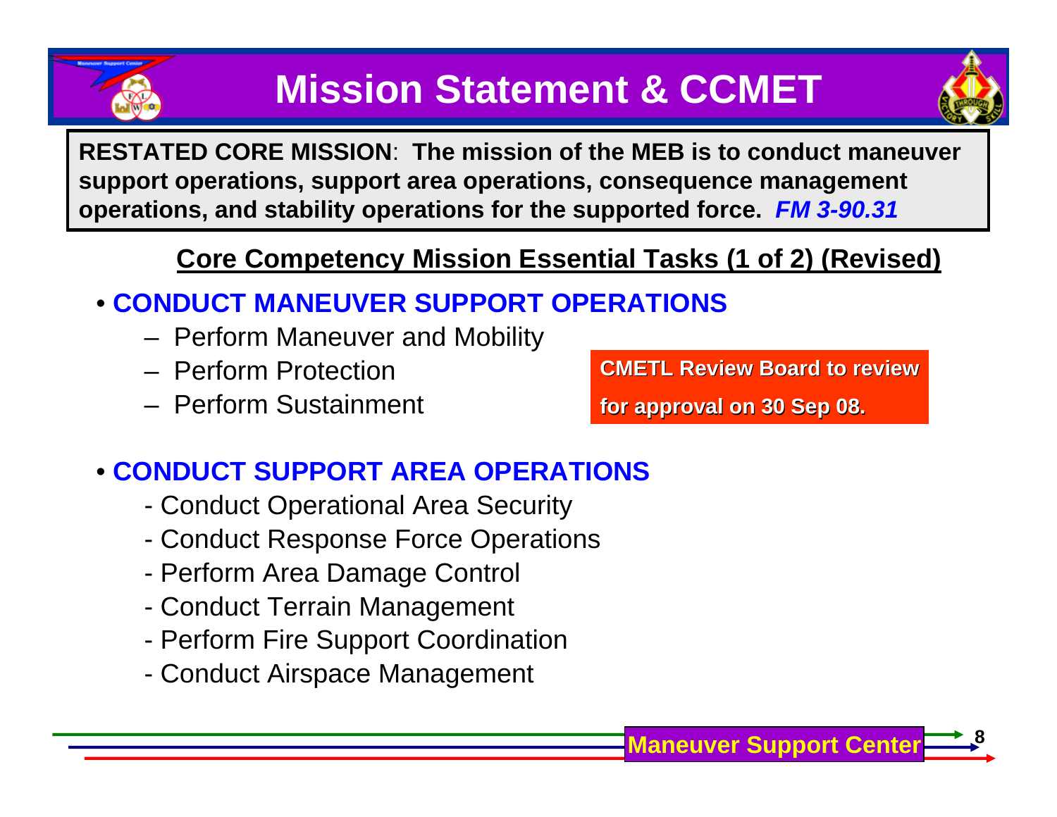# Mission Statement & CCMET

**RESTATED CORE MISSION**: **The mission of the MEB is to conduct maneuver support operations, support area operations, consequence management operations, and stability operations for the supported force.** ***FM 3-90.31***

## Core Competency Mission Essential Tasks (1 of 2) (Revised)

- **CONDUCT MANEUVER SUPPORT OPERATIONS**
  - Perform Maneuver and Mobility
  - Perform Protection
  - Perform Sustainment

**CMETL Review Board to review for approval on 30 Sep 08.**

- **CONDUCT SUPPORT AREA OPERATIONS**
  - Conduct Operational Area Security
  - Conduct Response Force Operations
  - Perform Area Damage Control
  - Conduct Terrain Management
  - Perform Fire Support Coordination
  - Conduct Airspace Management

Maneuver Support Center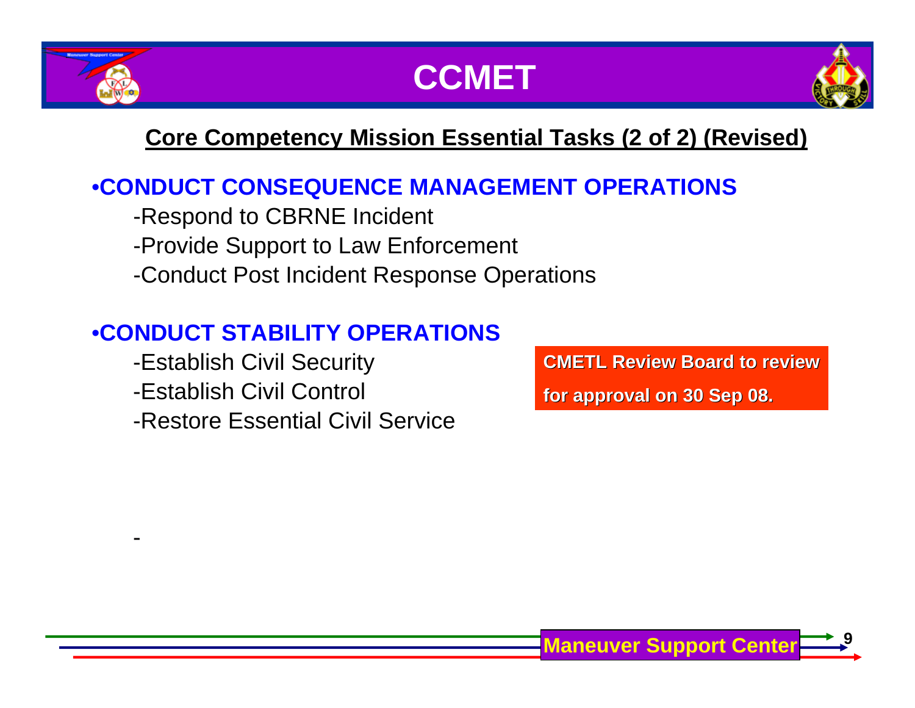# CCMET

## Core Competency Mission Essential Tasks (2 of 2) (Revised)

**•CONDUCT CONSEQUENCE MANAGEMENT OPERATIONS**

- Respond to CBRNE Incident
- Provide Support to Law Enforcement
- Conduct Post Incident Response Operations

**•CONDUCT STABILITY OPERATIONS**

- Establish Civil Security
- Establish Civil Control
- Restore Essential Civil Service

**CMETL Review Board to review for approval on 30 Sep 08.**

Maneuver Support Center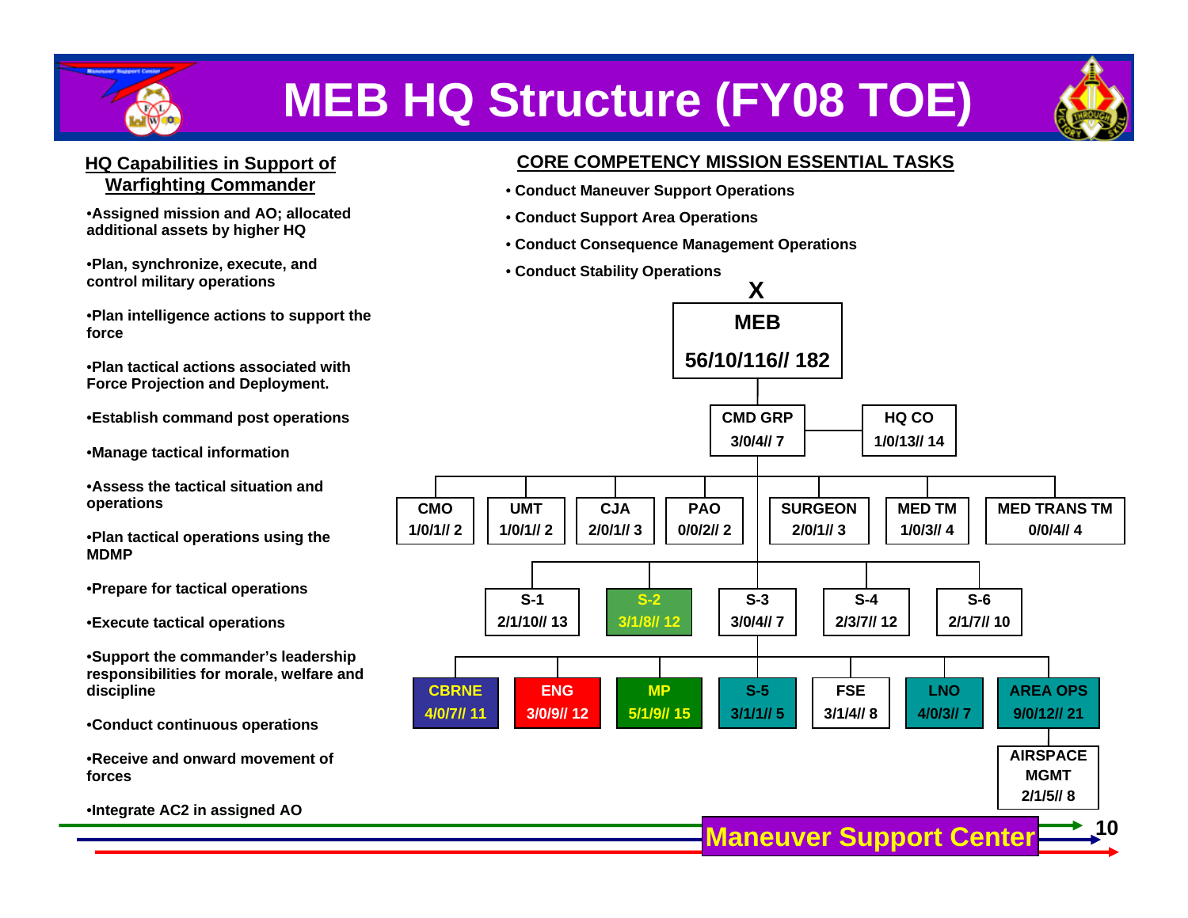# MEB HQ Structure (FY08 TOE)

## HQ Capabilities in Support of Warfighting Commander

- Assigned mission and AO; allocated additional assets by higher HQ
- Plan, synchronize, execute, and control military operations
- Plan intelligence actions to support the force
- Plan tactical actions associated with Force Projection and Deployment.
- Establish command post operations
- Manage tactical information
- Assess the tactical situation and operations
- Plan tactical operations using the MDMP
- Prepare for tactical operations
- Execute tactical operations
- Support the commander's leadership responsibilities for morale, welfare and discipline
- Conduct continuous operations
- Receive and onward movement of forces
- Integrate AC2 in assigned AO

## CORE COMPETENCY MISSION ESSENTIAL TASKS

- Conduct Maneuver Support Operations
- Conduct Support Area Operations
- Conduct Consequence Management Operations
- Conduct Stability Operations

X
**MEB** 56/10/116// 182

- CMD GRP 3/0/4// 7
  - HQ CO 1/0/13// 14
  - CMO 1/0/1// 2
  - UMT 1/0/1// 2
  - CJA 2/0/1// 3
  - PAO 0/0/2// 2
  - SURGEON 2/0/1// 3
  - MED TM 1/0/3// 4
  - MED TRANS TM 0/0/4// 4
  - S-1 2/1/10// 13
  - S-2 3/1/8// 12
  - S-3 3/0/4// 7
    - CBRNE 4/0/7// 11
    - ENG 3/0/9// 12
    - MP 5/1/9// 15
    - S-5 3/1/1// 5
    - FSE 3/1/4// 8
    - LNO 4/0/3// 7
    - AREA OPS 9/0/12// 21
      - AIRSPACE MGMT 2/1/5// 8
  - S-4 2/3/7// 12
  - S-6 2/1/7// 10

Maneuver Support Center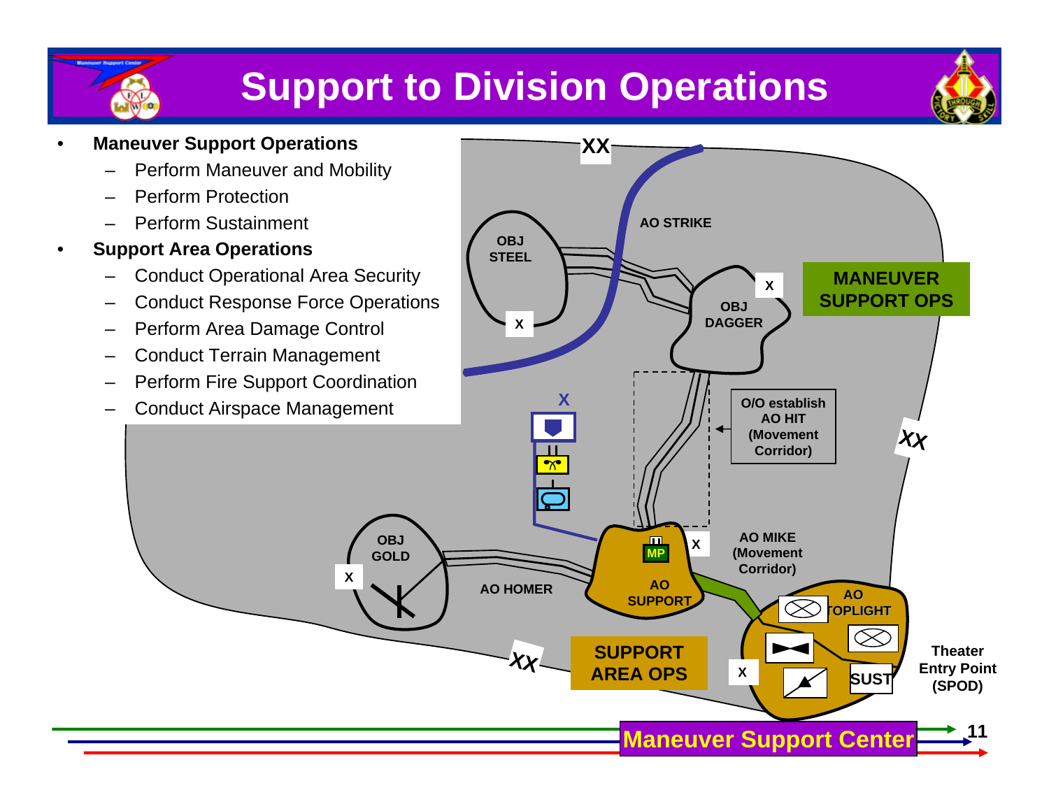# Support to Division Operations

- **Maneuver Support Operations**
  - Perform Maneuver and Mobility
  - Perform Protection
  - Perform Sustainment
- **Support Area Operations**
  - Conduct Operational Area Security
  - Conduct Response Force Operations
  - Perform Area Damage Control
  - Conduct Terrain Management
  - Perform Fire Support Coordination
  - Conduct Airspace Management

XX

AO STRIKE

OBJ STEEL

OBJ DAGGER

MANEUVER SUPPORT OPS

O/O establish AO HIT (Movement Corridor)

AO MIKE (Movement Corridor)

OBJ GOLD

AO HOMER

AO SUPPORT

MP

AO TOPLIGHT

SUST

SUPPORT AREA OPS

Theater Entry Point (SPOD)

Maneuver Support Center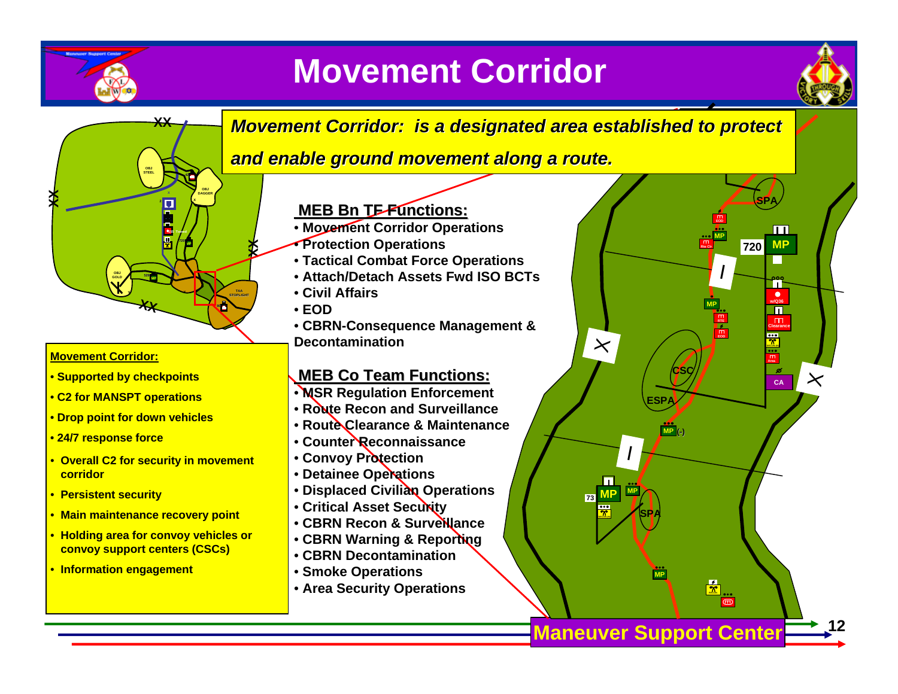# Movement Corridor

***Movement Corridor: is a designated area established to protect and enable ground movement along a route.***

## MEB Bn TF Functions:

- Movement Corridor Operations
- Protection Operations
- Tactical Combat Force Operations
- Attach/Detach Assets Fwd ISO BCTs
- Civil Affairs
- EOD
- CBRN-Consequence Management & Decontamination

## MEB Co Team Functions:

- MSR Regulation Enforcement
- Route Recon and Surveillance
- Route Clearance & Maintenance
- Counter Reconnaissance
- Convoy Protection
- Detainee Operations
- Displaced Civilian Operations
- Critical Asset Security
- CBRN Recon & Surveillance
- CBRN Warning & Reporting
- CBRN Decontamination
- Smoke Operations
- Area Security Operations

**Movement Corridor:**

- Supported by checkpoints
- C2 for MANSPT operations
- Drop point for down vehicles
- 24/7 response force
- Overall C2 for security in movement corridor
- Persistent security
- Main maintenance recovery point
- Holding area for convoy vehicles or convoy support centers (CSCs)
- Information engagement

Maneuver Support Center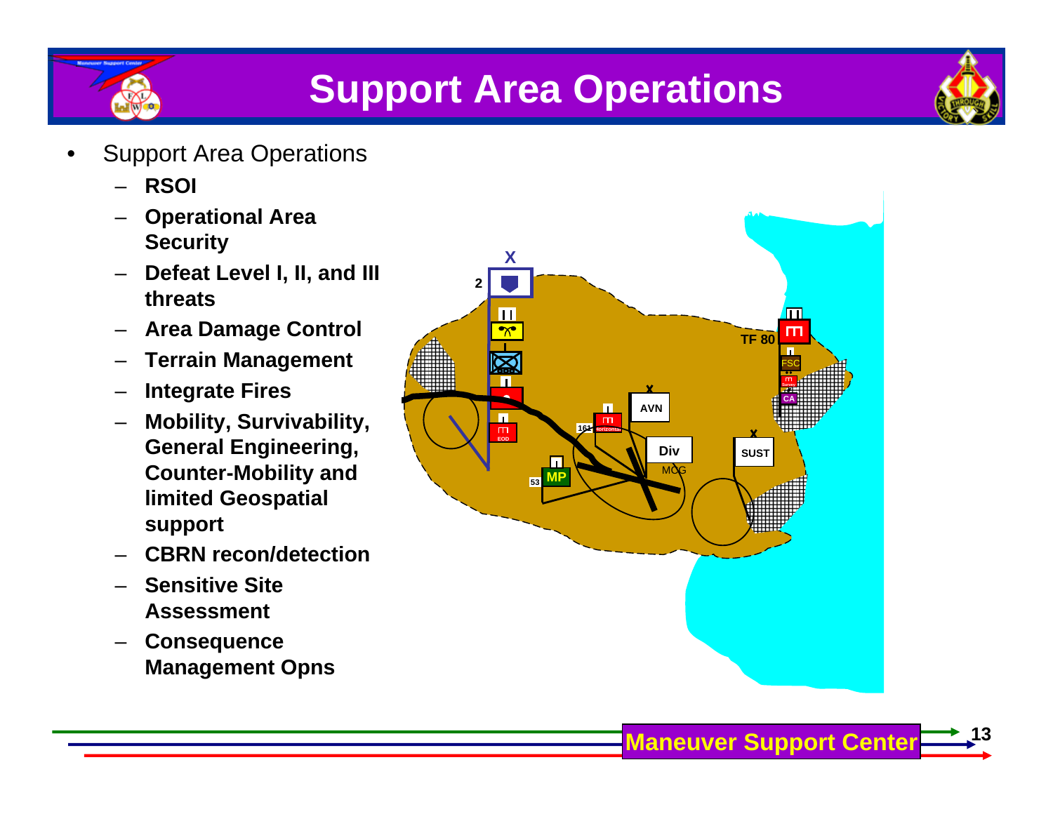# Support Area Operations

- Support Area Operations
  - **RSOI**
  - **Operational Area Security**
  - **Defeat Level I, II, and III threats**
  - **Area Damage Control**
  - **Terrain Management**
  - **Integrate Fires**
  - **Mobility, Survivability, General Engineering, Counter-Mobility and limited Geospatial support**
  - **CBRN recon/detection**
  - **Sensitive Site Assessment**
  - **Consequence Management Opns**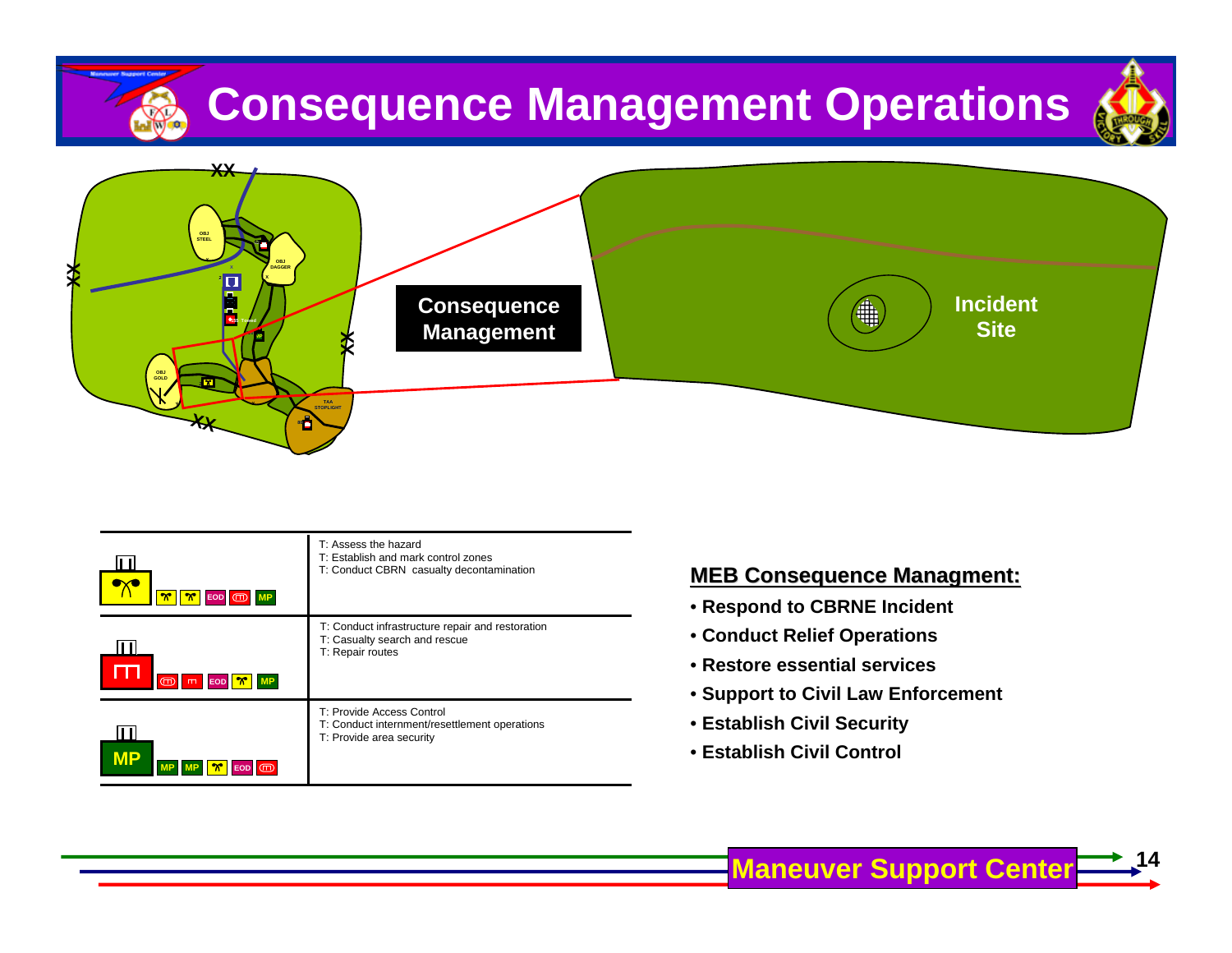# Consequence Management Operations

Consequence Management

Incident Site

| Unit | Tasks |
|---|---|
| CBRN (EOD, MP) | T: Assess the hazard<br>T: Establish and mark control zones<br>T: Conduct CBRN casualty decontamination |
| Engineer (EOD, MP) | T: Conduct infrastructure repair and restoration<br>T: Casualty search and rescue<br>T: Repair routes |
| MP (MP, MP, EOD) | T: Provide Access Control<br>T: Conduct internment/resettlement operations<br>T: Provide area security |

**MEB Consequence Managment:**

- Respond to CBRNE Incident
- Conduct Relief Operations
- Restore essential services
- Support to Civil Law Enforcement
- Establish Civil Security
- Establish Civil Control

Maneuver Support Center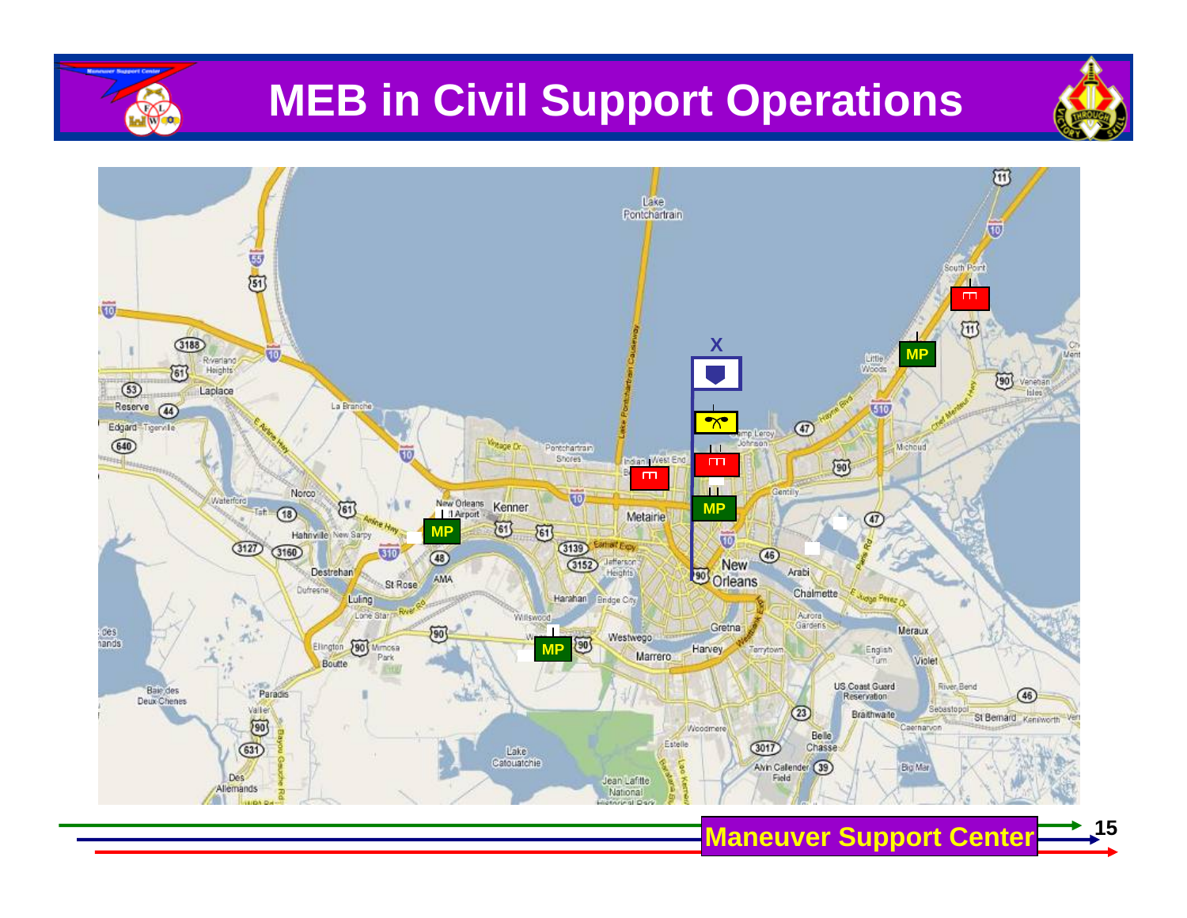# MEB in Civil Support Operations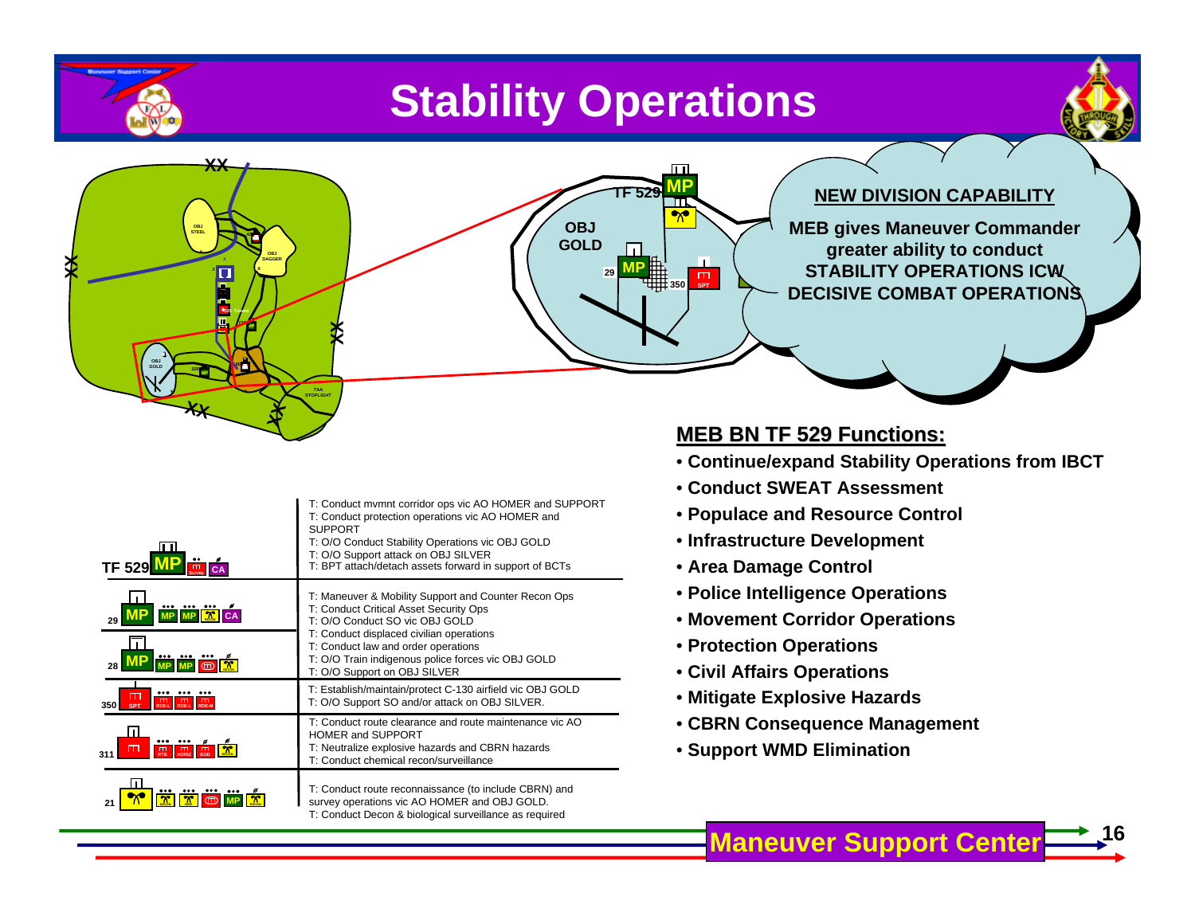# Stability Operations

**NEW DIVISION CAPABILITY**

**MEB gives Maneuver Commander greater ability to conduct STABILITY OPERATIONS ICW DECISIVE COMBAT OPERATIONS**

| Unit | Tasks |
|---|---|
| TF 529 MP (Survey, CA) | T: Conduct mvmnt corridor ops vic AO HOMER and SUPPORT<br>T: Conduct protection operations vic AO HOMER and SUPPORT<br>T: O/O Conduct Stability Operations vic OBJ GOLD<br>T: O/O Support attack on OBJ SILVER<br>T: BPT attach/detach assets forward in support of BCTs |
| 29 MP (MP, MP, CA) | T: Maneuver & Mobility Support and Counter Recon Ops<br>T: Conduct Critical Asset Security Ops<br>T: O/O Conduct SO vic OBJ GOLD<br>T: Conduct displaced civilian operations |
| 28 MP (MP, MP) | T: Conduct law and order operations<br>T: O/O Train indigenous police forces vic OBJ GOLD<br>T: O/O Support on OBJ SILVER |
| 350 SPT (RDE-L, RDE-L, RDE-M) | T: Establish/maintain/protect C-130 airfield vic OBJ GOLD<br>T: O/O Support SO and/or attack on OBJ SILVER. |
| 311 (RTE, HORIZ, EOD) | T: Conduct route clearance and route maintenance vic AO HOMER and SUPPORT<br>T: Neutralize explosive hazards and CBRN hazards<br>T: Conduct chemical recon/surveillance |
| 21 (MP) | T: Conduct route reconnaissance (to include CBRN) and survey operations vic AO HOMER and OBJ GOLD.<br>T: Conduct Decon & biological surveillance as required |

## MEB BN TF 529 Functions:

- Continue/expand Stability Operations from IBCT
- Conduct SWEAT Assessment
- Populace and Resource Control
- Infrastructure Development
- Area Damage Control
- Police Intelligence Operations
- Movement Corridor Operations
- Protection Operations
- Civil Affairs Operations
- Mitigate Explosive Hazards
- CBRN Consequence Management
- Support WMD Elimination

Maneuver Support Center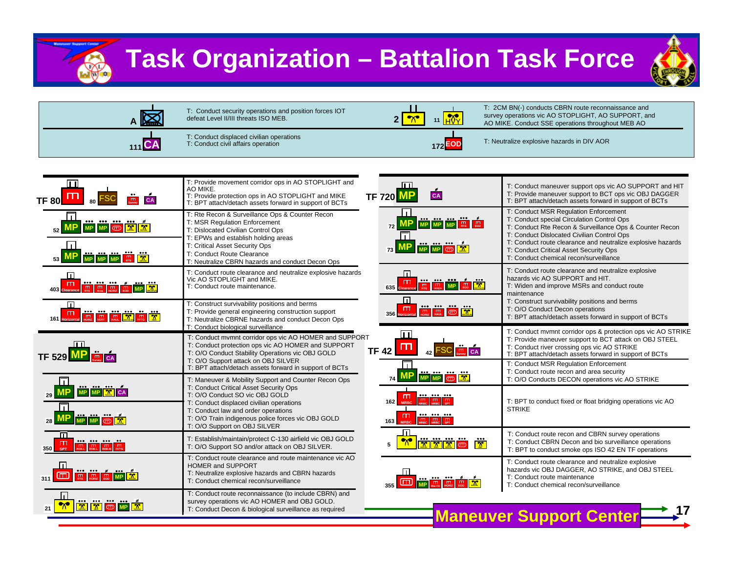# Task Organization – Battalion Task Force

| Unit | Tasks |
|---|---|
| A | T: Conduct security operations and position forces IOT defeat Level II/III threats ISO MEB. |
| 111 CA | T: Conduct displaced civilian operations<br>T: Conduct civil affairs operation |
| 2, 11 HVY | T: 2CM BN(-) conducts CBRN route reconnaissance and survey operations vic AO STOPLIGHT, AO SUPPORT, and AO MIKE. Conduct SSE operations throughout MEB AO |
| 172 EOD | T: Neutralize explosive hazards in DIV AOR |

| Unit | Tasks |
|---|---|
| TF 80 (80 FSC, Survey, CA) | T: Provide movement corridor ops in AO STOPLIGHT and AO MIKE.<br>T: Provide protection ops in AO STOPLIGHT and MIKE<br>T: BPT attach/detach assets forward in support of BCTs |
| 52 MP (MP, MP, MP, Decon, Decon) | T: Rte Recon & Surveillance Ops & Counter Recon<br>T: MSR Regulation Enforcement<br>T: Dislocated Civilian Control Ops<br>T: EPWs and establish holding areas |
| 53 MP (MP, MP, MP, RTE, Decon) | T: Critical Asset Security Ops<br>T: Conduct Route Clearance<br>T: Neutralize CBRN hazards and conduct Decon Ops |
| 403 Clearance (RTE, Area, HORIZ, EOD, MP, Decon) | T: Conduct route clearance and neutralize explosive hazards Vic AO STOPLIGHT and MIKE.<br>T: Conduct route maintenance. |
| 161 Horizontal (HORIZ, VERT, HAUL, Decon, FFTG, Decon) | T: Construct survivability positions and berms<br>T: Provide general engineering construction support<br>T: Neutralize CBRNE hazards and conduct Decon Ops<br>T: Conduct biological surveillance |
| TF 529 MP (Survey, CA) | T: Conduct mvmnt corridor ops vic AO HOMER and SUPPORT<br>T: Conduct protection ops vic AO HOMER and SUPPORT<br>T: O/O Conduct Stability Operations vic OBJ GOLD<br>T: O/O Support attack on OBJ SILVER<br>T: BPT attach/detach assets forward in support of BCTs |
| 29 MP (MP, MP, Decon, CA) | T: Maneuver & Mobility Support and Counter Recon Ops<br>T: Conduct Critical Asset Security Ops<br>T: O/O Conduct SO vic OBJ GOLD<br>T: Conduct displaced civilian operations |
| 28 MP (MP, MP, Decon) | T: Conduct law and order operations<br>T: O/O Train indigenous police forces vic OBJ GOLD<br>T: O/O Support on OBJ SILVER |
| 350 SPT (RDE-L, RDE-L, RDE-M, FFTG) | T: Establish/maintain/protect C-130 airfield vic OBJ GOLD<br>T: O/O Support SO and/or attack on OBJ SILVER. |
| 311 (RTE, HORIZ, EOD, MP, Decon) | T: Conduct route clearance and route maintenance vic AO HOMER and SUPPORT<br>T: Neutralize explosive hazards and CBRN hazards<br>T: Conduct chemical recon/surveillance |
| 21 (Decon, Decon, MP, Decon) | T: Conduct route reconnaissance (to include CBRN) and survey operations vic AO HOMER and OBJ GOLD.<br>T: Conduct Decon & biological surveillance as required |
| TF 720 MP (CA) | T: Conduct maneuver support ops vic AO SUPPORT and HIT<br>T: Provide maneuver support to BCT ops vic OBJ DAGGER<br>T: BPT attach/detach assets forward in support of BCTs |
| 72 MP (MP, MP, MP, RTE, EOD) | T: Conduct MSR Regulation Enforcement<br>T: Conduct special Circulation Control Ops<br>T: Conduct Rte Recon & Surveillance Ops & Counter Recon<br>T: Conduct Dislocated Civilian Control Ops |
| 73 MP (MP, MP, Decon) | T: Conduct route clearance and neutralize explosive hazards<br>T: Conduct Critical Asset Security Ops<br>T: Conduct chemical recon/surveillance |
| 635 Clearance (RTE, AREA, MP, EOD, Decon) | T: Conduct route clearance and neutralize explosive hazards vic AO SUPPORT and HIT.<br>T: Widen and improve MSRs and conduct route maintenance |
| 356 Horizontal (HORIZ, HAUL, Decon) | T: Construct survivability positions and berms<br>T: O/O Conduct Decon operations<br>T: BPT attach/detach assets forward in support of BCTs |
| TF 42 (42 FSC, Survey, CA) | T: Conduct mvmnt corridor ops & protection ops vic AO STRIKE<br>T: Provide maneuver support to BCT attack on OBJ STEEL<br>T: Conduct river crossing ops vic AO STRIKE<br>T: BPT attach/detach assets forward in support of BCTs |
| 74 MP (MP, MP, Decon) | T: Conduct MSR Regulation Enforcement<br>T: Conduct route recon and area security<br>T: O/O Conducts DECON operations vic AO STRIKE |
| 162 MRBC (MRBC, MRBC, SPT); 163 MRBC (MRBC, MRBC, SPT) | T: BPT to conduct fixed or float bridging operations vic AO STRIKE |
| 5 (Decon, Decon, Decon, Decon) | T: Conduct route recon and CBRN survey operations<br>T: Conduct CBRN Decon and bio surveillance operations<br>T: BPT to conduct smoke ops ISO 42 EN TF operations |
| 355 (MP, Rte Cl, HORIZ, EOD, Decon) | T: Conduct route clearance and neutralize explosive hazards vic OBJ DAGGER, AO STRIKE, and OBJ STEEL<br>T: Conduct route maintenance<br>T: Conduct chemical recon/surveillance |

Maneuver Support Center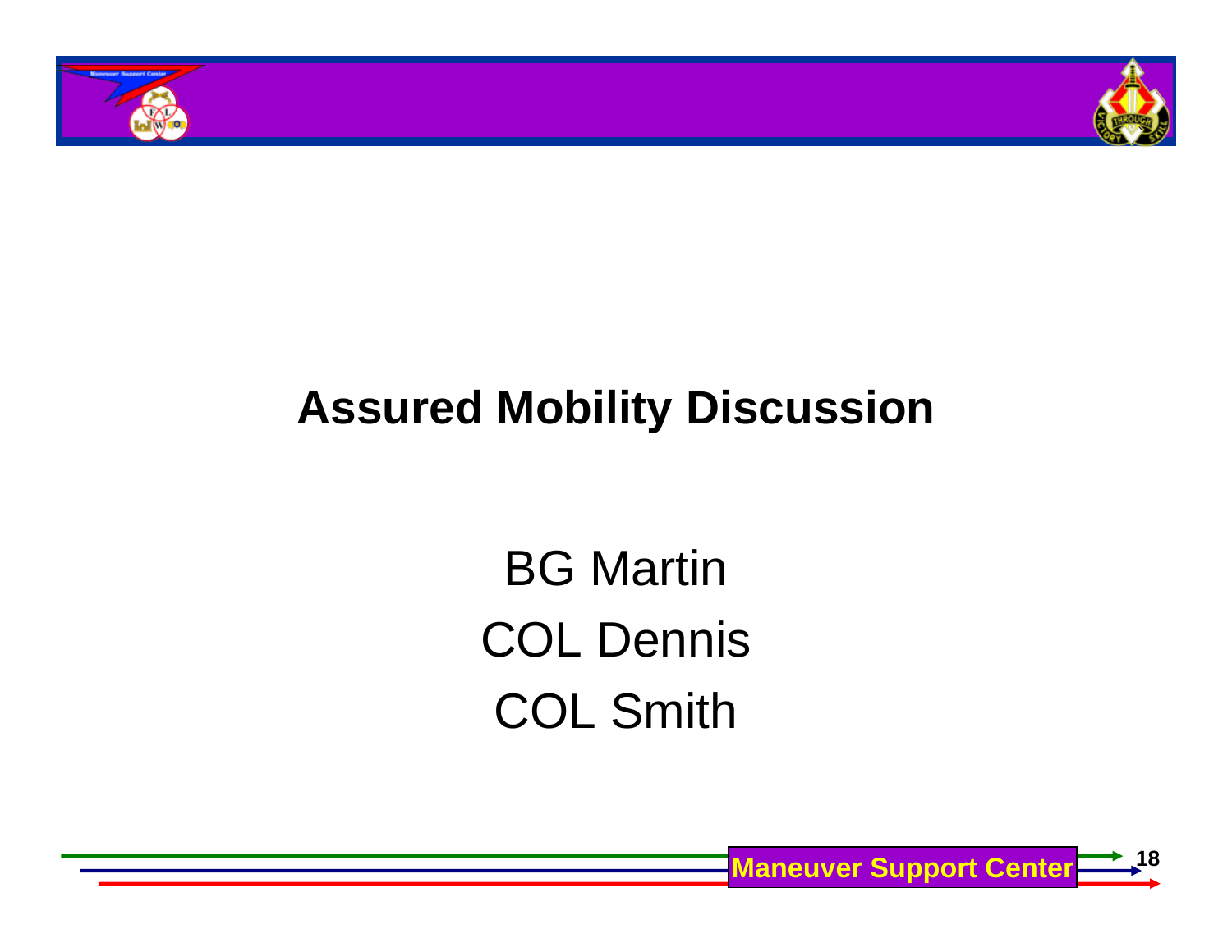# Assured Mobility Discussion

BG Martin

COL Dennis

COL Smith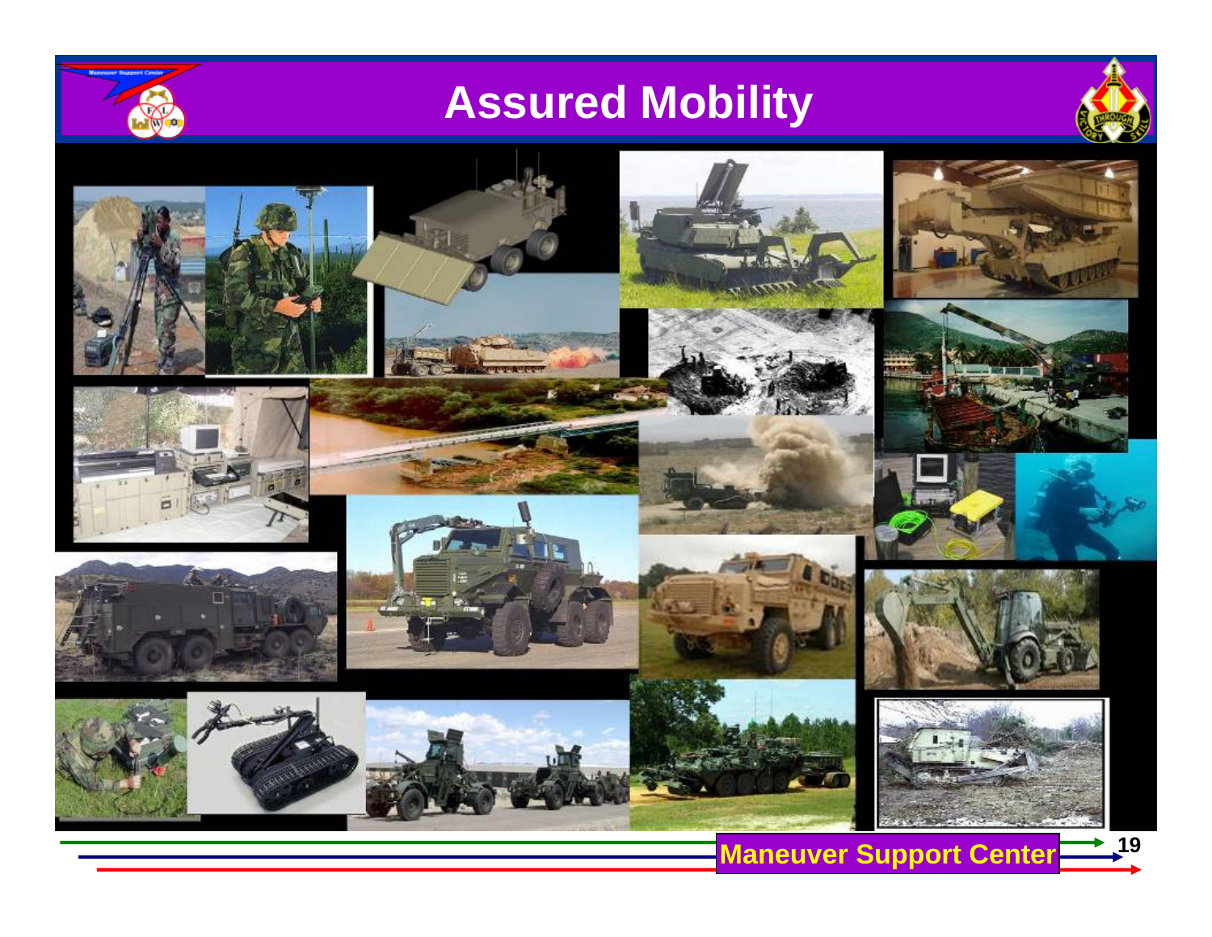# Assured Mobility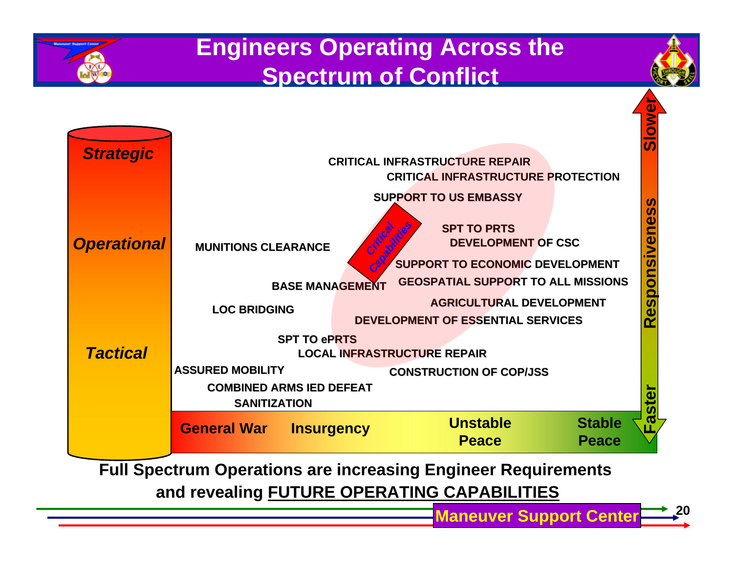# Engineers Operating Across the Spectrum of Conflict

*Strategic*

*Operational*

*Tactical*

CRITICAL INFRASTRUCTURE REPAIR
CRITICAL INFRASTRUCTURE PROTECTION
SUPPORT TO US EMBASSY
SPT TO PRTS
DEVELOPMENT OF CSC
MUNITIONS CLEARANCE
Critical Capabilities
SUPPORT TO ECONOMIC DEVELOPMENT
BASE MANAGEMENT
GEOSPATIAL SUPPORT TO ALL MISSIONS
AGRICULTURAL DEVELOPMENT
LOC BRIDGING
DEVELOPMENT OF ESSENTIAL SERVICES
SPT TO ePRTS
LOCAL INFRASTRUCTURE REPAIR
ASSURED MOBILITY
CONSTRUCTION OF COP/JSS
COMBINED ARMS IED DEFEAT
SANITIZATION

General War — Insurgency — Unstable Peace — Stable Peace

Responsiveness: Slower — Faster

**Full Spectrum Operations are increasing Engineer Requirements and revealing FUTURE OPERATING CAPABILITIES**

Maneuver Support Center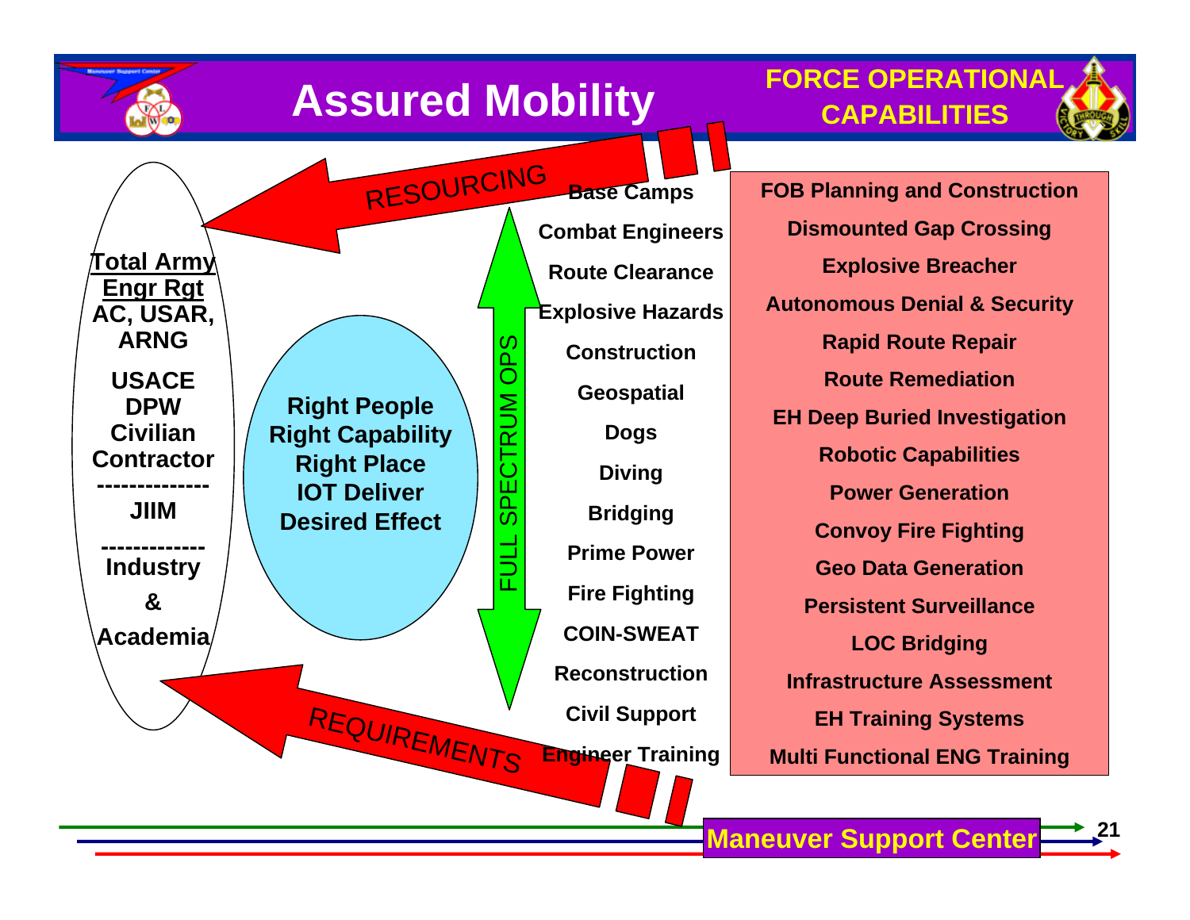# Assured Mobility

**FORCE OPERATIONAL CAPABILITIES**

RESOURCING

**Total Army Engr Rgt**
**AC, USAR, ARNG**

**USACE**
**DPW**
**Civilian**
**Contractor**

--------------

**JIIM**

-------------

**Industry**
**&**
**Academia**

**Right People**
**Right Capability**
**Right Place**
**IOT Deliver**
**Desired Effect**

FULL SPECTRUM OPS

- **Base Camps**
- **Combat Engineers**
- **Route Clearance**
- **Explosive Hazards**
- **Construction**
- **Geospatial**
- **Dogs**
- **Diving**
- **Bridging**
- **Prime Power**
- **Fire Fighting**
- **COIN-SWEAT**
- **Reconstruction**
- **Civil Support**
- **Engineer Training**

- **FOB Planning and Construction**
- **Dismounted Gap Crossing**
- **Explosive Breacher**
- **Autonomous Denial & Security**
- **Rapid Route Repair**
- **Route Remediation**
- **EH Deep Buried Investigation**
- **Robotic Capabilities**
- **Power Generation**
- **Convoy Fire Fighting**
- **Geo Data Generation**
- **Persistent Surveillance**
- **LOC Bridging**
- **Infrastructure Assessment**
- **EH Training Systems**
- **Multi Functional ENG Training**

REQUIREMENTS

**Maneuver Support Center**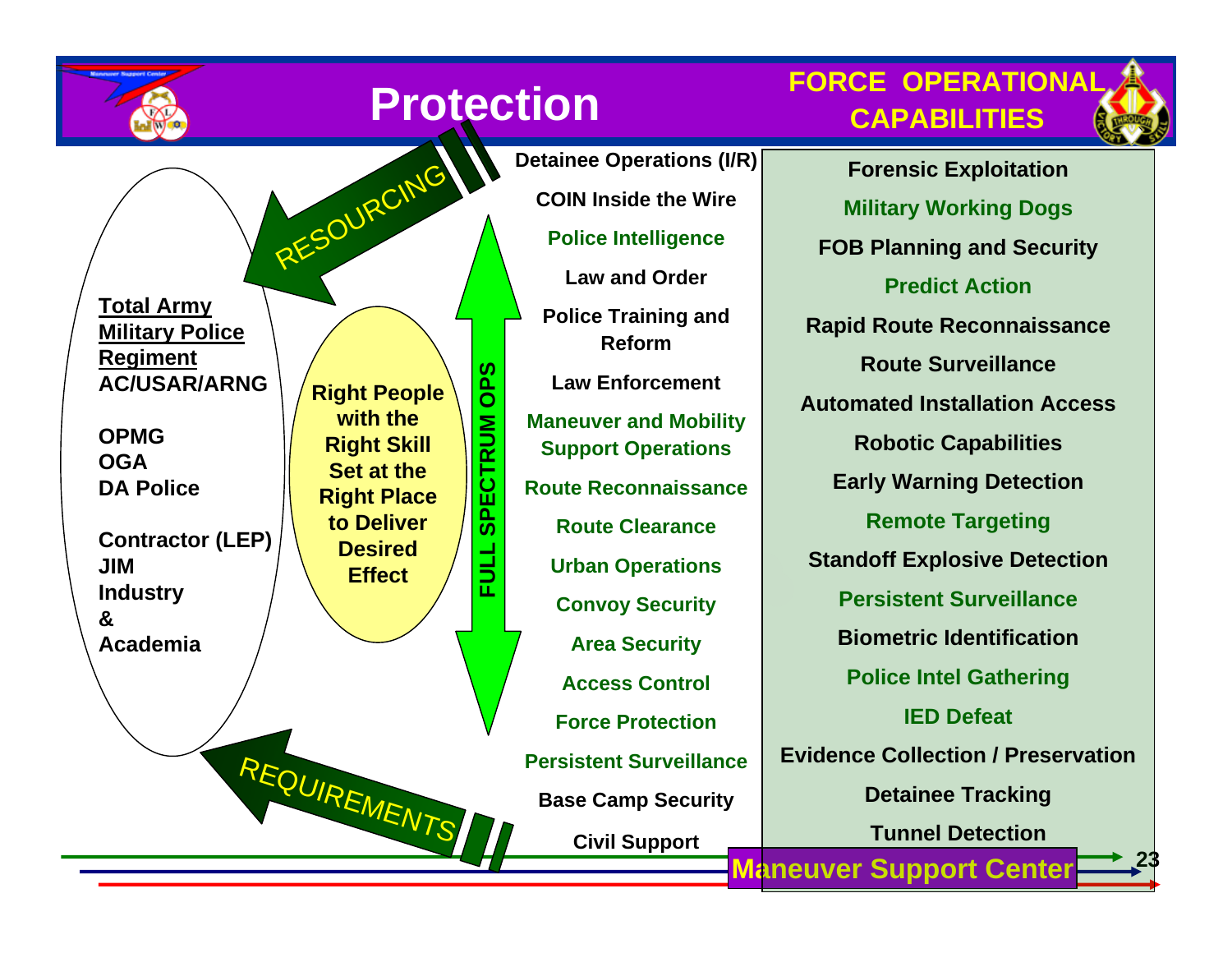# Protection

**FORCE OPERATIONAL CAPABILITIES**

**Total Army Military Police Regiment**
**AC/USAR/ARNG**

**OPMG**
**OGA**
**DA Police**

**Contractor (LEP)**
**JIM**
**Industry**
**&**
**Academia**

RESOURCING

REQUIREMENTS

**Right People with the Right Skill Set at the Right Place to Deliver Desired Effect**

**FULL SPECTRUM OPS**

- Detainee Operations (I/R)
- COIN Inside the Wire
- Police Intelligence
- Law and Order
- Police Training and Reform
- Law Enforcement
- Maneuver and Mobility Support Operations
- Route Reconnaissance
- Route Clearance
- Urban Operations
- Convoy Security
- Area Security
- Access Control
- Force Protection
- Persistent Surveillance
- Base Camp Security
- Civil Support

- Forensic Exploitation
- Military Working Dogs
- FOB Planning and Security
- Predict Action
- Rapid Route Reconnaissance
- Route Surveillance
- Automated Installation Access
- Robotic Capabilities
- Early Warning Detection
- Remote Targeting
- Standoff Explosive Detection
- Persistent Surveillance
- Biometric Identification
- Police Intel Gathering
- IED Defeat
- Evidence Collection / Preservation
- Detainee Tracking
- Tunnel Detection

Maneuver Support Center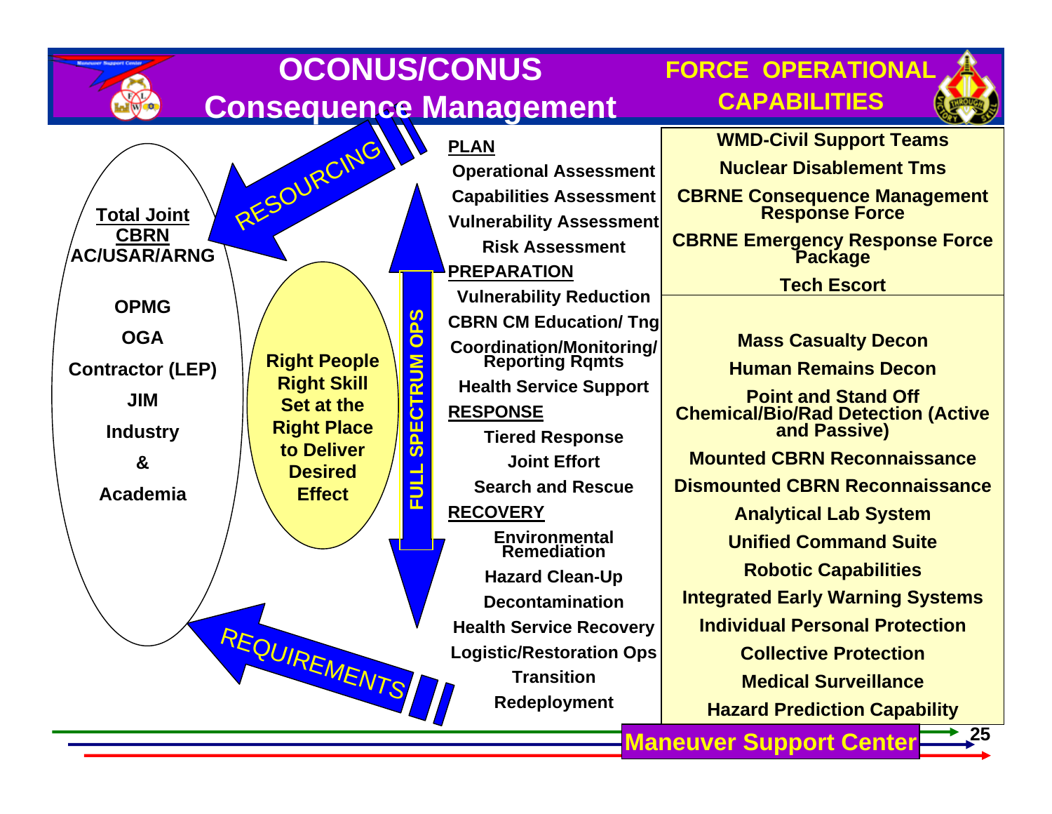# OCONUS/CONUS Consequence Management

## FORCE OPERATIONAL CAPABILITIES

**Total Joint CBRN AC/USAR/ARNG**

- OPMG
- OGA
- Contractor (LEP)
- JIM
- Industry
- &
- Academia

RESOURCING

REQUIREMENTS

**Right People Right Skill Set at the Right Place to Deliver Desired Effect**

FULL SPECTRUM OPS

**PLAN**

- Operational Assessment
- Capabilities Assessment
- Vulnerability Assessment
- Risk Assessment

**PREPARATION**

- Vulnerability Reduction
- CBRN CM Education/ Tng
- Coordination/Monitoring/ Reporting Rqmts
- Health Service Support

**RESPONSE**

- Tiered Response
- Joint Effort
- Search and Rescue

**RECOVERY**

- Environmental Remediation
- Hazard Clean-Up
- Decontamination
- Health Service Recovery
- Logistic/Restoration Ops
- Transition
- Redeployment

**FORCE OPERATIONAL CAPABILITIES**

- WMD-Civil Support Teams
- Nuclear Disablement Tms
- CBRNE Consequence Management Response Force
- CBRNE Emergency Response Force Package
- Tech Escort

---

- Mass Casualty Decon
- Human Remains Decon
- Point and Stand Off Chemical/Bio/Rad Detection (Active and Passive)
- Mounted CBRN Reconnaissance
- Dismounted CBRN Reconnaissance
- Analytical Lab System
- Unified Command Suite
- Robotic Capabilities
- Integrated Early Warning Systems
- Individual Personal Protection
- Collective Protection
- Medical Surveillance
- Hazard Prediction Capability

Maneuver Support Center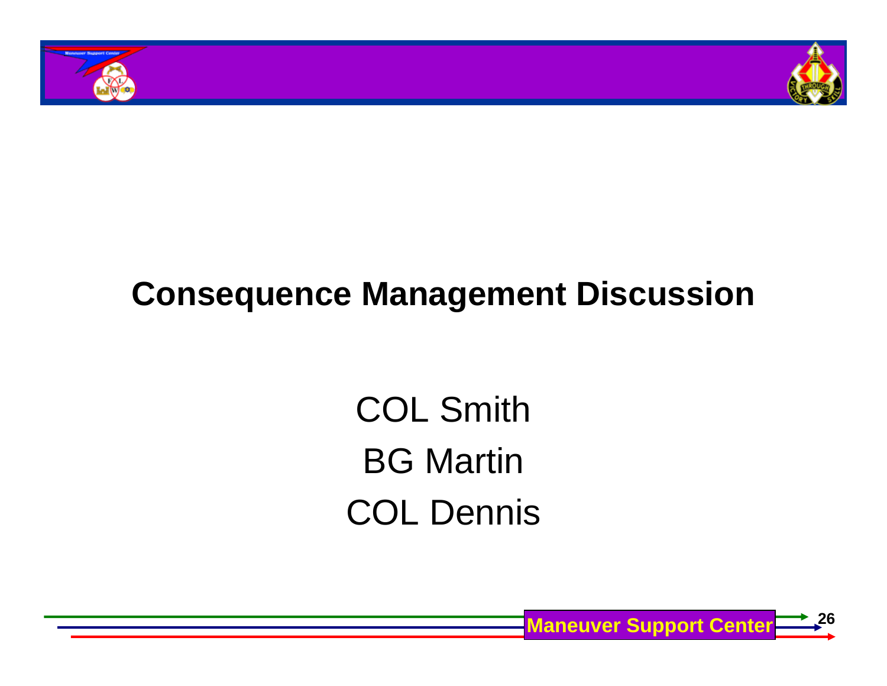# Consequence Management Discussion

COL Smith

BG Martin

COL Dennis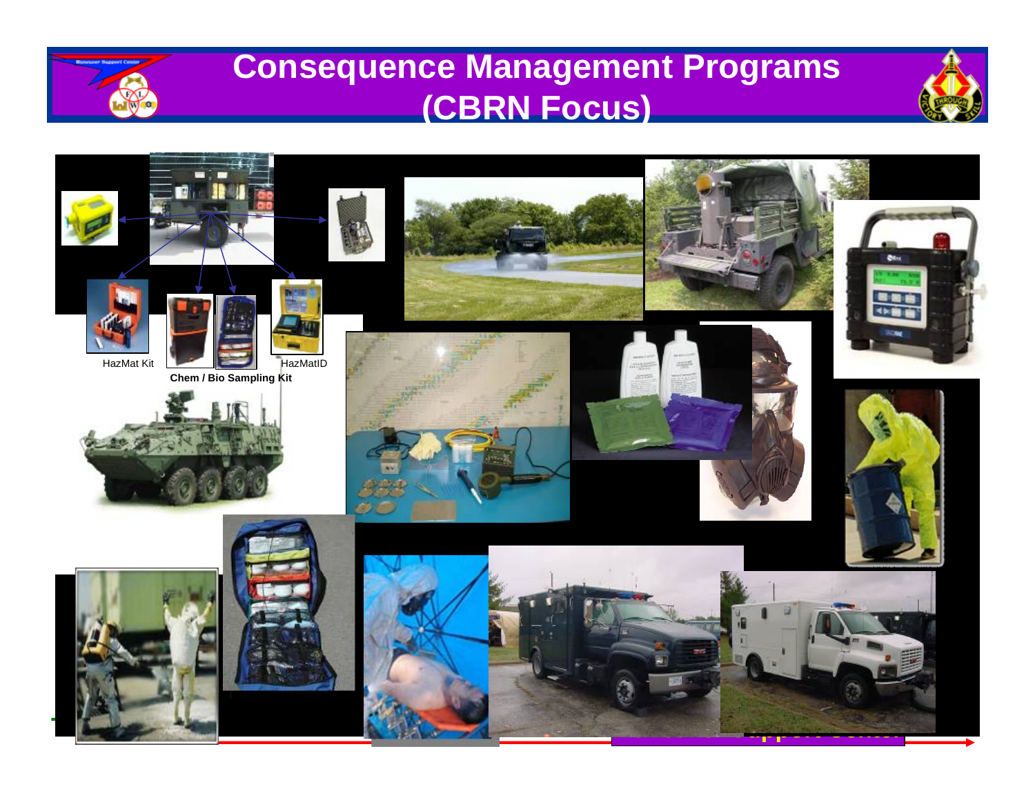# Consequence Management Programs (CBRN Focus)

HazMat Kit

HazMatID

**Chem / Bio Sampling Kit**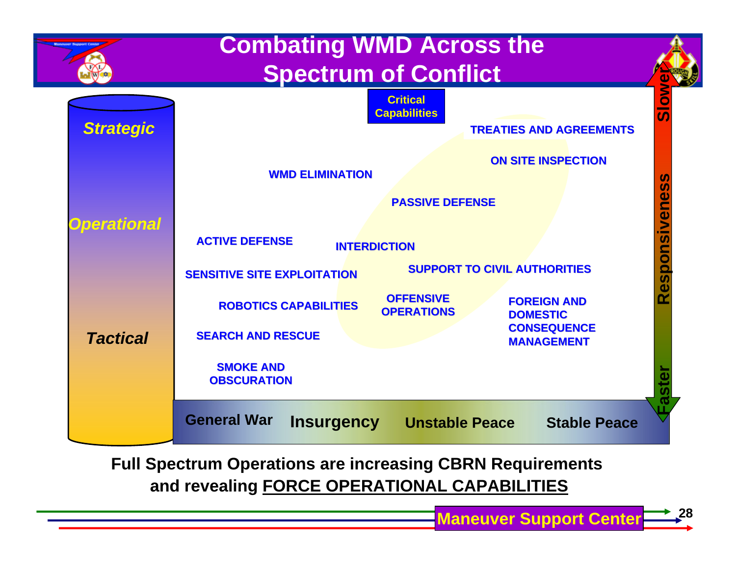# Combating WMD Across the Spectrum of Conflict

**Critical Capabilities**

*Strategic*

*Operational*

*Tactical*

- TREATIES AND AGREEMENTS
- ON SITE INSPECTION
- WMD ELIMINATION
- PASSIVE DEFENSE
- ACTIVE DEFENSE
- INTERDICTION
- SENSITIVE SITE EXPLOITATION
- SUPPORT TO CIVIL AUTHORITIES
- ROBOTICS CAPABILITIES
- OFFENSIVE OPERATIONS
- FOREIGN AND DOMESTIC CONSEQUENCE MANAGEMENT
- SEARCH AND RESCUE
- SMOKE AND OBSCURATION

Slower — Responsiveness — Faster

General War | Insurgency | Unstable Peace | Stable Peace

**Full Spectrum Operations are increasing CBRN Requirements and revealing <u>FORCE OPERATIONAL CAPABILITIES</u>**

Maneuver Support Center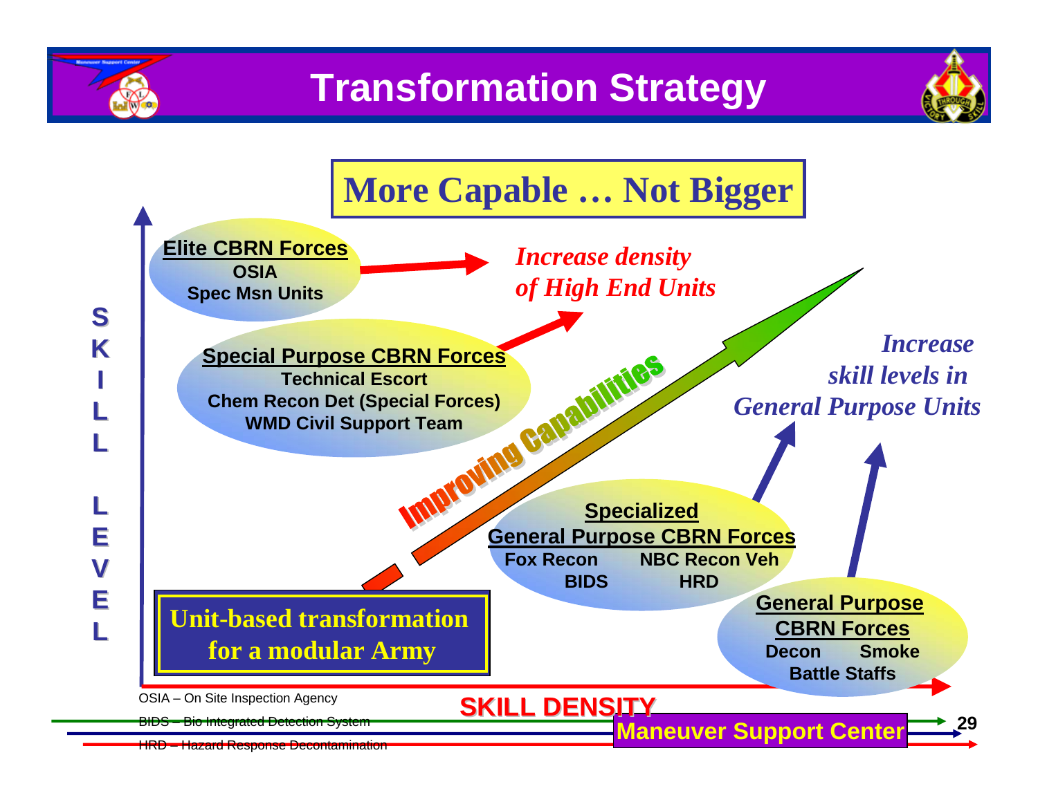# Transformation Strategy

**More Capable … Not Bigger**

**Elite CBRN Forces**
- OSIA
- Spec Msn Units

*Increase density of High End Units*

**Special Purpose CBRN Forces**
- Technical Escort
- Chem Recon Det (Special Forces)
- WMD Civil Support Team

Improving Capabilities

*Increase skill levels in General Purpose Units*

**Specialized General Purpose CBRN Forces**
- Fox Recon
- NBC Recon Veh
- BIDS
- HRD

**General Purpose CBRN Forces**
- Decon
- Smoke
- Battle Staffs

**Unit-based transformation for a modular Army**

SKILL LEVEL

SKILL DENSITY

OSIA – On Site Inspection Agency

BIDS – Bio Integrated Detection System

HRD – Hazard Response Decontamination

Maneuver Support Center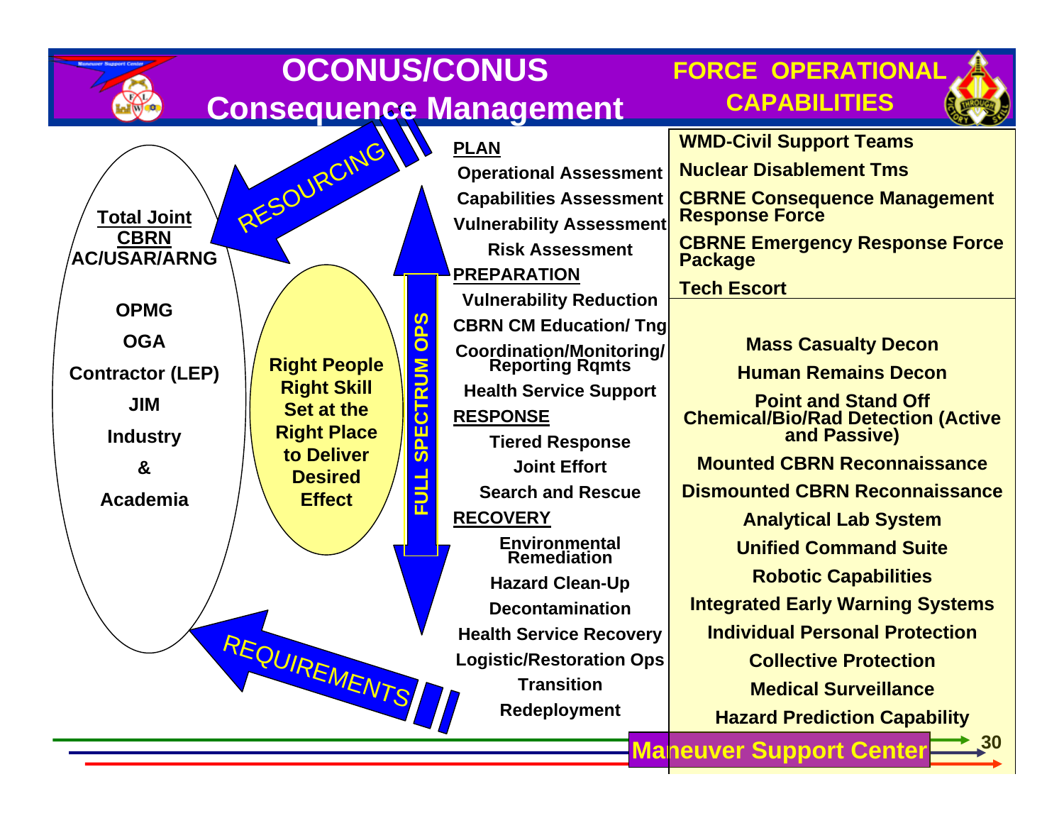# OCONUS/CONUS Consequence Management

## FORCE OPERATIONAL CAPABILITIES

**Total Joint CBRN AC/USAR/ARNG**

- OPMG
- OGA
- Contractor (LEP)
- JIM
- Industry
- &
- Academia

RESOURCING

REQUIREMENTS

**Right People Right Skill Set at the Right Place to Deliver Desired Effect**

FULL SPECTRUM OPS

**PLAN**
- Operational Assessment
- Capabilities Assessment
- Vulnerability Assessment
- Risk Assessment

**PREPARATION**
- Vulnerability Reduction
- CBRN CM Education/ Tng
- Coordination/Monitoring/ Reporting Rqmts
- Health Service Support

**RESPONSE**
- Tiered Response
- Joint Effort
- Search and Rescue

**RECOVERY**
- Environmental Remediation
- Hazard Clean-Up
- Decontamination
- Health Service Recovery
- Logistic/Restoration Ops
- Transition
- Redeployment

**WMD-Civil Support Teams**

**Nuclear Disablement Tms**

**CBRNE Consequence Management Response Force**

**CBRNE Emergency Response Force Package**

**Tech Escort**

- Mass Casualty Decon
- Human Remains Decon
- Point and Stand Off Chemical/Bio/Rad Detection (Active and Passive)
- Mounted CBRN Reconnaissance
- Dismounted CBRN Reconnaissance
- Analytical Lab System
- Unified Command Suite
- Robotic Capabilities
- Integrated Early Warning Systems
- Individual Personal Protection
- Collective Protection
- Medical Surveillance
- Hazard Prediction Capability

Maneuver Support Center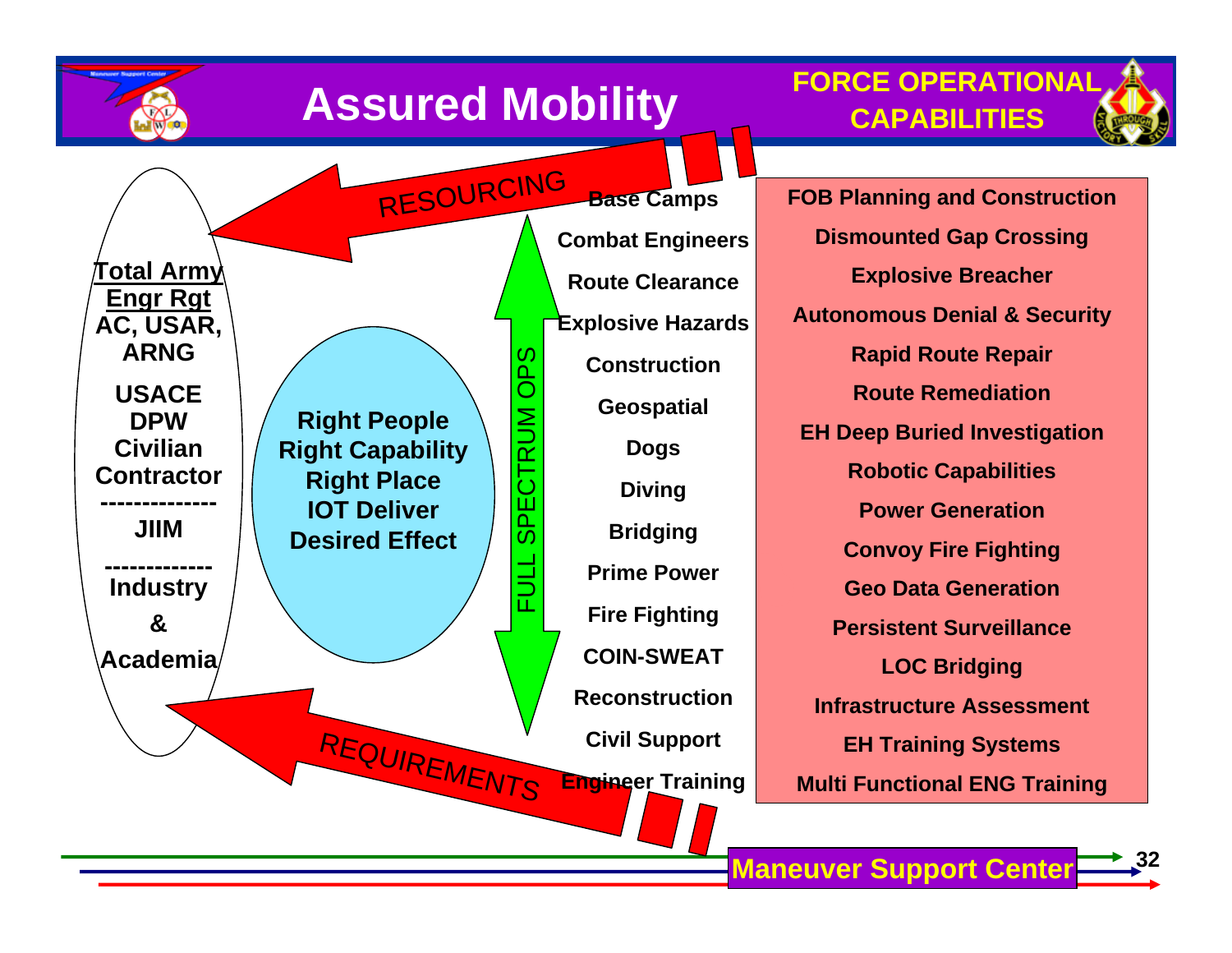# Assured Mobility

**FORCE OPERATIONAL CAPABILITIES**

RESOURCING

**Total Army Engr Rgt**
**AC, USAR, ARNG**

**USACE**
**DPW**
**Civilian**
**Contractor**
**--------------**
**JIIM**

**-------------**
**Industry**
**&**
**Academia**

**Right People**
**Right Capability**
**Right Place**
**IOT Deliver**
**Desired Effect**

FULL SPECTRUM OPS

**Base Camps**
**Combat Engineers**
**Route Clearance**
**Explosive Hazards**
**Construction**
**Geospatial**
**Dogs**
**Diving**
**Bridging**
**Prime Power**
**Fire Fighting**
**COIN-SWEAT**
**Reconstruction**
**Civil Support**
**Engineer Training**

**FOB Planning and Construction**
**Dismounted Gap Crossing**
**Explosive Breacher**
**Autonomous Denial & Security**
**Rapid Route Repair**
**Route Remediation**
**EH Deep Buried Investigation**
**Robotic Capabilities**
**Power Generation**
**Convoy Fire Fighting**
**Geo Data Generation**
**Persistent Surveillance**
**LOC Bridging**
**Infrastructure Assessment**
**EH Training Systems**
**Multi Functional ENG Training**

REQUIREMENTS

**Maneuver Support Center**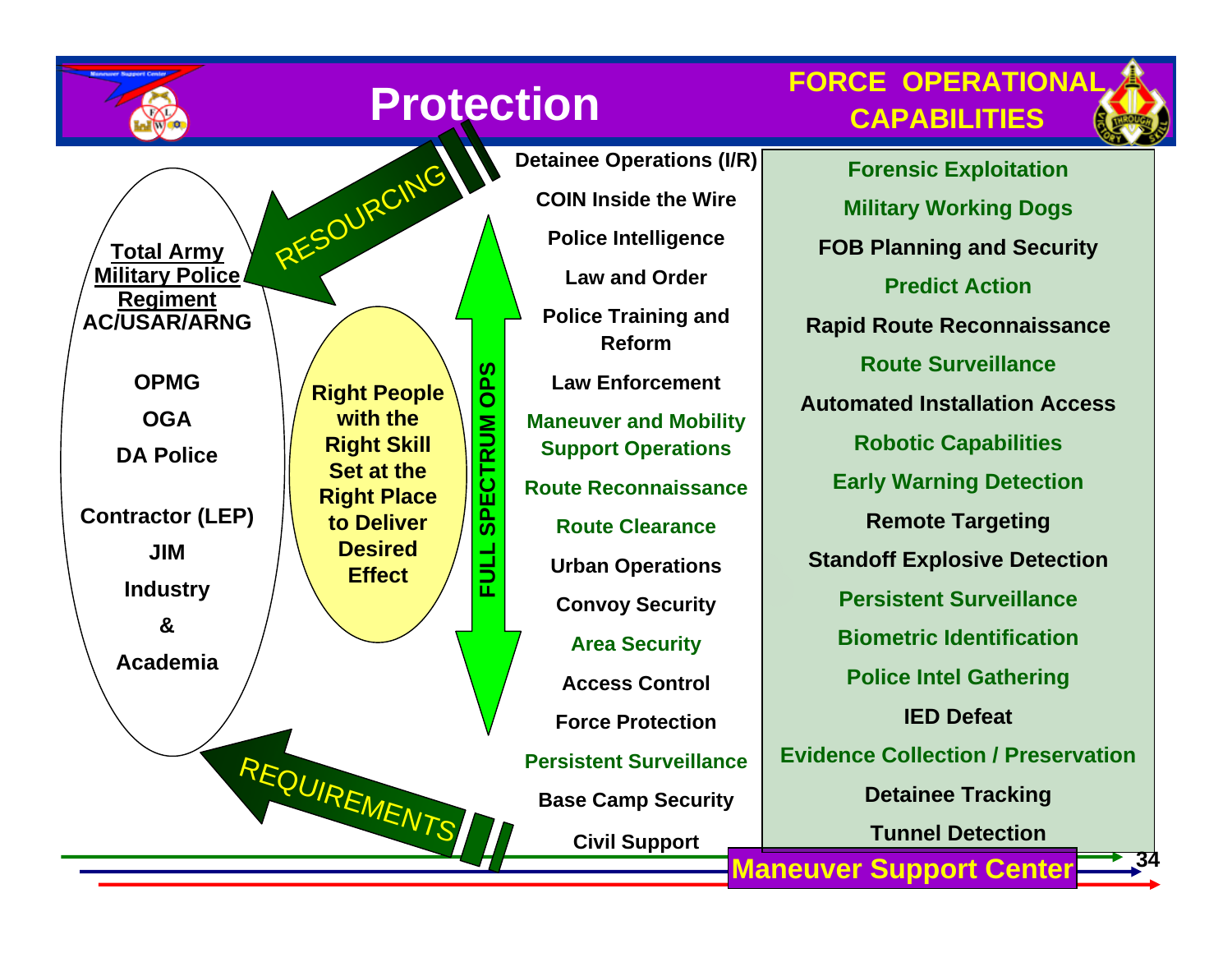# Protection

**FORCE OPERATIONAL CAPABILITIES**

**Total Army Military Police Regiment**
**AC/USAR/ARNG**

- OPMG
- OGA
- DA Police
- Contractor (LEP)
- JIM
- Industry
- &
- Academia

RESOURCING

REQUIREMENTS

Right People with the Right Skill Set at the Right Place to Deliver Desired Effect

FULL SPECTRUM OPS

- Detainee Operations (I/R)
- COIN Inside the Wire
- Police Intelligence
- Law and Order
- Police Training and Reform
- Law Enforcement
- Maneuver and Mobility Support Operations
- Route Reconnaissance
- Route Clearance
- Urban Operations
- Convoy Security
- Area Security
- Access Control
- Force Protection
- Persistent Surveillance
- Base Camp Security
- Civil Support

- Forensic Exploitation
- Military Working Dogs
- FOB Planning and Security
- Predict Action
- Rapid Route Reconnaissance
- Route Surveillance
- Automated Installation Access
- Robotic Capabilities
- Early Warning Detection
- Remote Targeting
- Standoff Explosive Detection
- Persistent Surveillance
- Biometric Identification
- Police Intel Gathering
- IED Defeat
- Evidence Collection / Preservation
- Detainee Tracking
- Tunnel Detection

Maneuver Support Center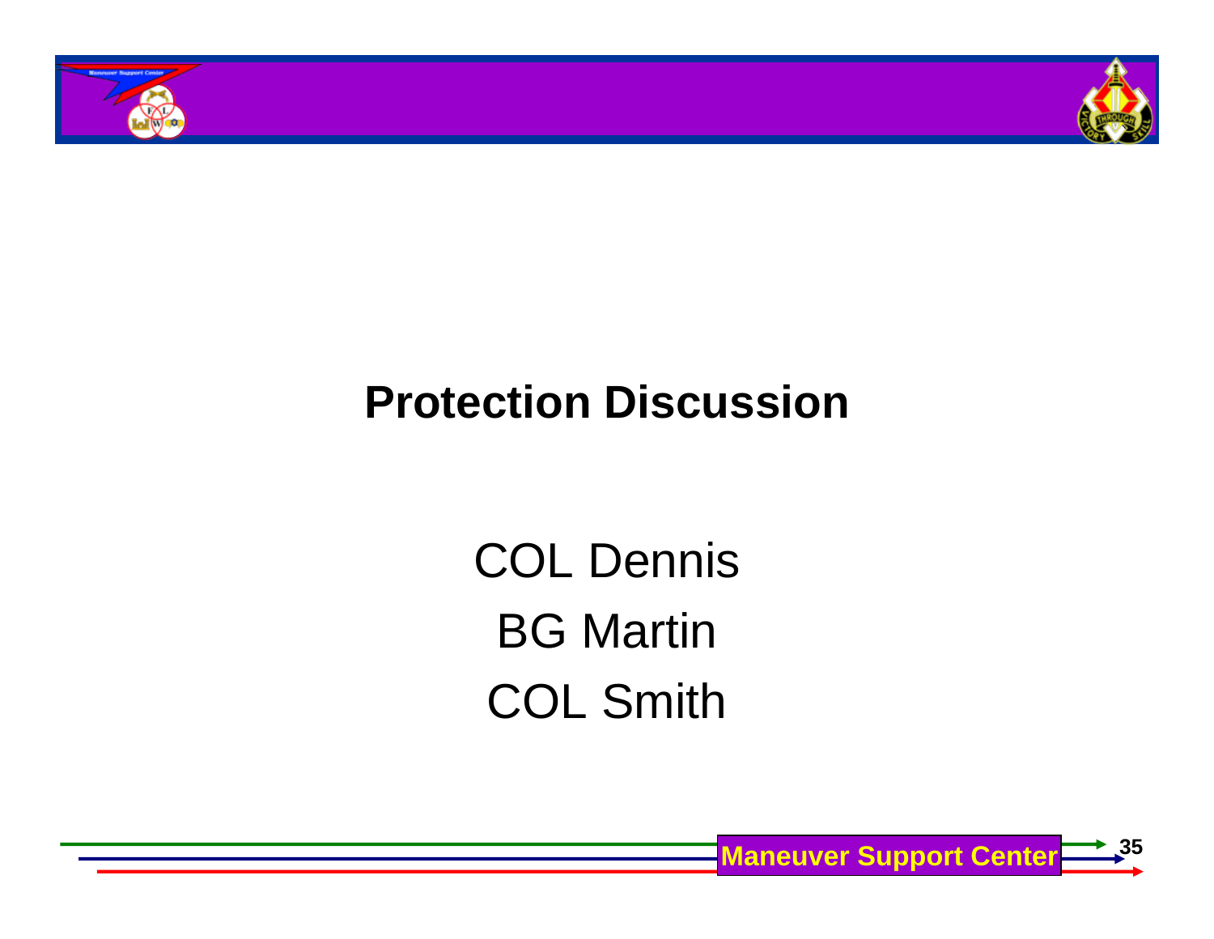# Protection Discussion

COL Dennis

BG Martin

COL Smith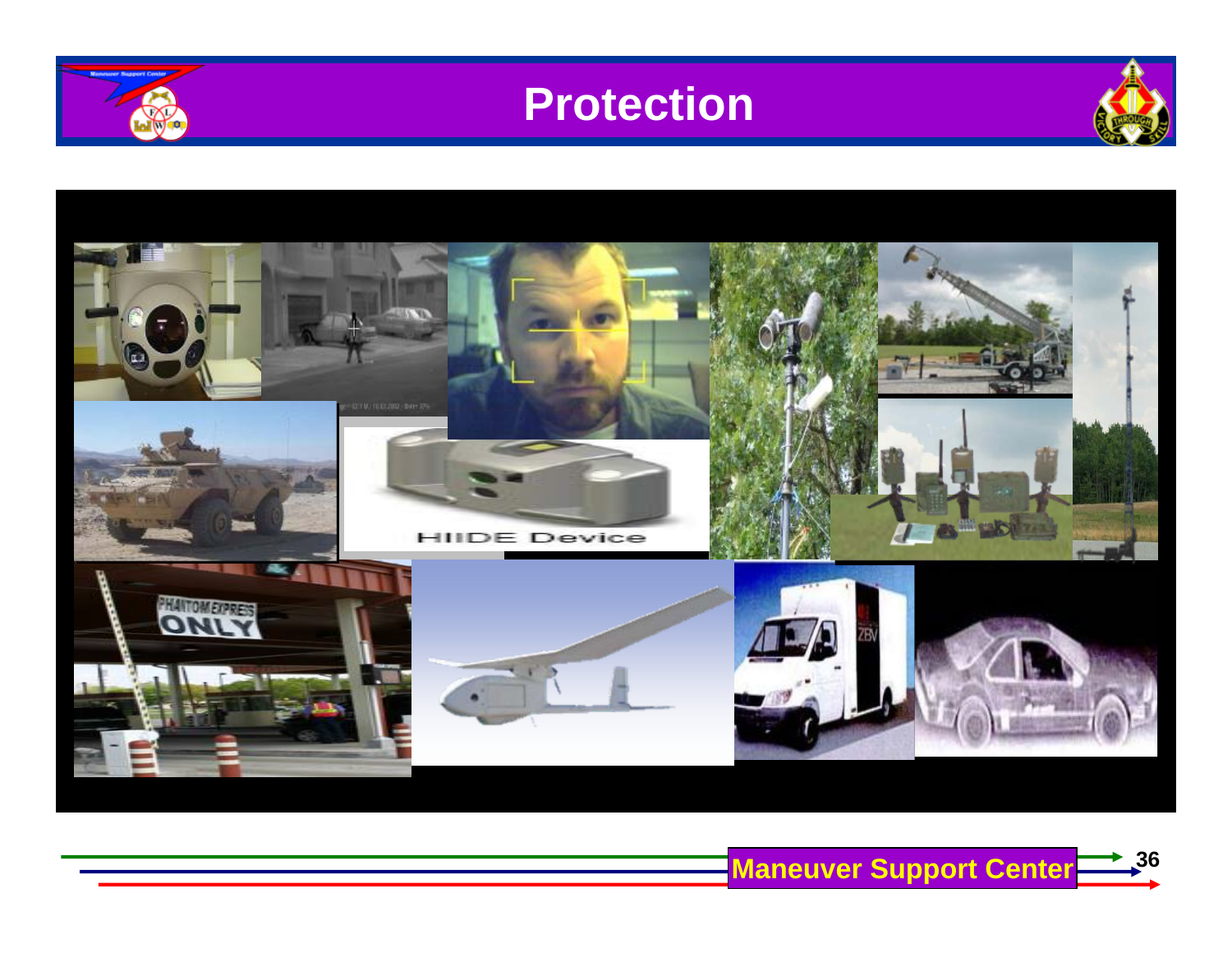# Protection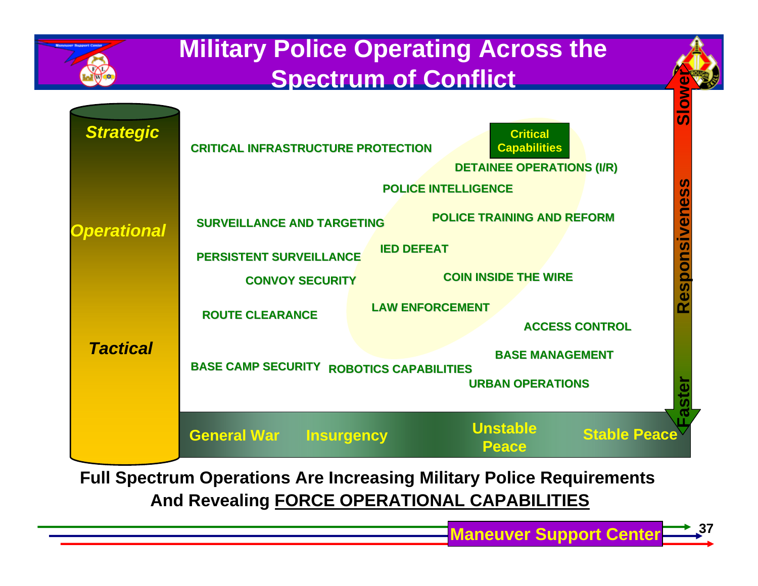# Military Police Operating Across the Spectrum of Conflict

*Strategic*

*Operational*

*Tactical*

Critical Capabilities

- CRITICAL INFRASTRUCTURE PROTECTION
- DETAINEE OPERATIONS (I/R)
- POLICE INTELLIGENCE
- SURVEILLANCE AND TARGETING
- POLICE TRAINING AND REFORM
- PERSISTENT SURVEILLANCE
- IED DEFEAT
- CONVOY SECURITY
- COIN INSIDE THE WIRE
- ROUTE CLEARANCE
- LAW ENFORCEMENT
- ACCESS CONTROL
- BASE MANAGEMENT
- BASE CAMP SECURITY
- ROBOTICS CAPABILITIES
- URBAN OPERATIONS

General War — Insurgency — Unstable Peace — Stable Peace

Responsiveness: Slower — Faster

**Full Spectrum Operations Are Increasing Military Police Requirements And Revealing FORCE OPERATIONAL CAPABILITIES**

Maneuver Support Center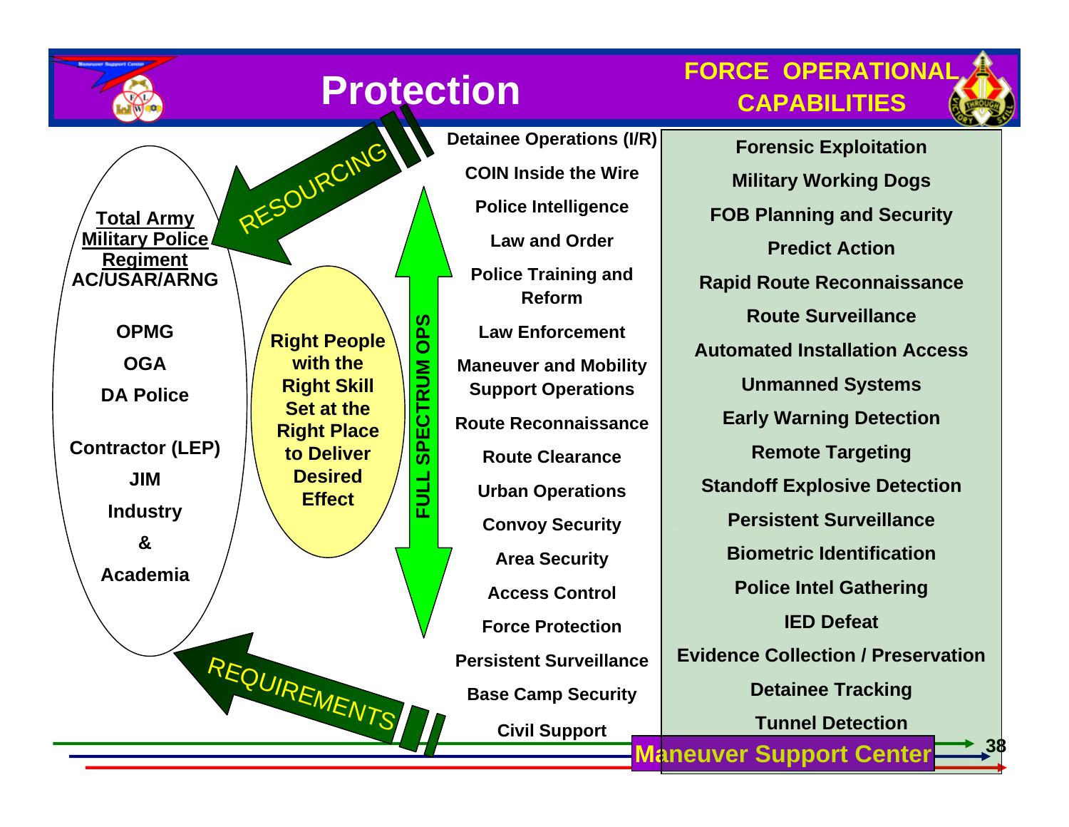# Protection

**FORCE OPERATIONAL CAPABILITIES**

**Total Army Military Police Regiment**
**AC/USAR/ARNG**

**OPMG**

**OGA**

**DA Police**

**Contractor (LEP)**

**JIM**

**Industry**

**&**

**Academia**

RESOURCING

REQUIREMENTS

**Right People with the Right Skill Set at the Right Place to Deliver Desired Effect**

**FULL SPECTRUM OPS**

- Detainee Operations (I/R)
- COIN Inside the Wire
- Police Intelligence
- Law and Order
- Police Training and Reform
- Law Enforcement
- Maneuver and Mobility Support Operations
- Route Reconnaissance
- Route Clearance
- Urban Operations
- Convoy Security
- Area Security
- Access Control
- Force Protection
- Persistent Surveillance
- Base Camp Security
- Civil Support

- Forensic Exploitation
- Military Working Dogs
- FOB Planning and Security
- Predict Action
- Rapid Route Reconnaissance
- Route Surveillance
- Automated Installation Access
- Unmanned Systems
- Early Warning Detection
- Remote Targeting
- Standoff Explosive Detection
- Persistent Surveillance
- Biometric Identification
- Police Intel Gathering
- IED Defeat
- Evidence Collection / Preservation
- Detainee Tracking
- Tunnel Detection

Maneuver Support Center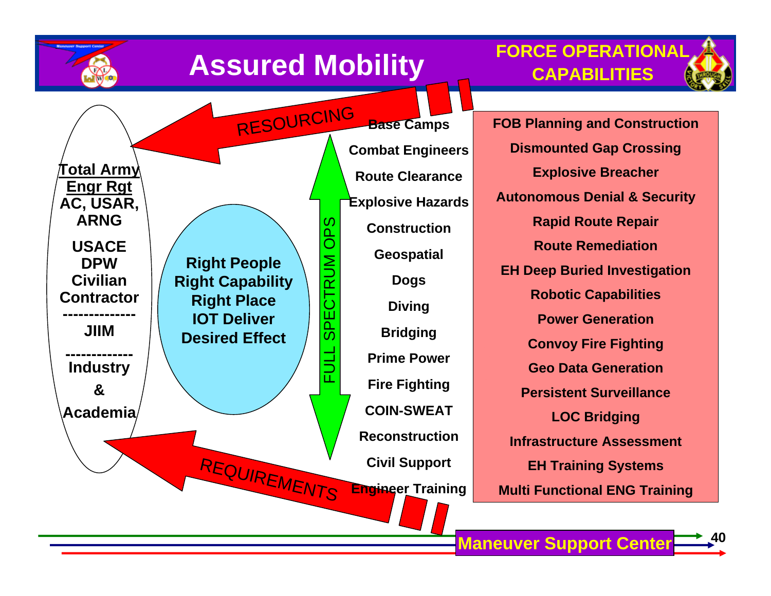# Assured Mobility

**FORCE OPERATIONAL CAPABILITIES**

RESOURCING

**Total Army Engr Rgt**
**AC, USAR, ARNG**

**USACE**
**DPW**
**Civilian**
**Contractor**
**--------------**
**JIIM**
**-------------**
**Industry**
**&**
**Academia**

**Right People**
**Right Capability**
**Right Place**
**IOT Deliver**
**Desired Effect**

FULL SPECTRUM OPS

REQUIREMENTS

**Base Camps**
**Combat Engineers**
**Route Clearance**
**Explosive Hazards**
**Construction**
**Geospatial**
**Dogs**
**Diving**
**Bridging**
**Prime Power**
**Fire Fighting**
**COIN-SWEAT**
**Reconstruction**
**Civil Support**
**Engineer Training**

**FOB Planning and Construction**
**Dismounted Gap Crossing**
**Explosive Breacher**
**Autonomous Denial & Security**
**Rapid Route Repair**
**Route Remediation**
**EH Deep Buried Investigation**
**Robotic Capabilities**
**Power Generation**
**Convoy Fire Fighting**
**Geo Data Generation**
**Persistent Surveillance**
**LOC Bridging**
**Infrastructure Assessment**
**EH Training Systems**
**Multi Functional ENG Training**

**Maneuver Support Center**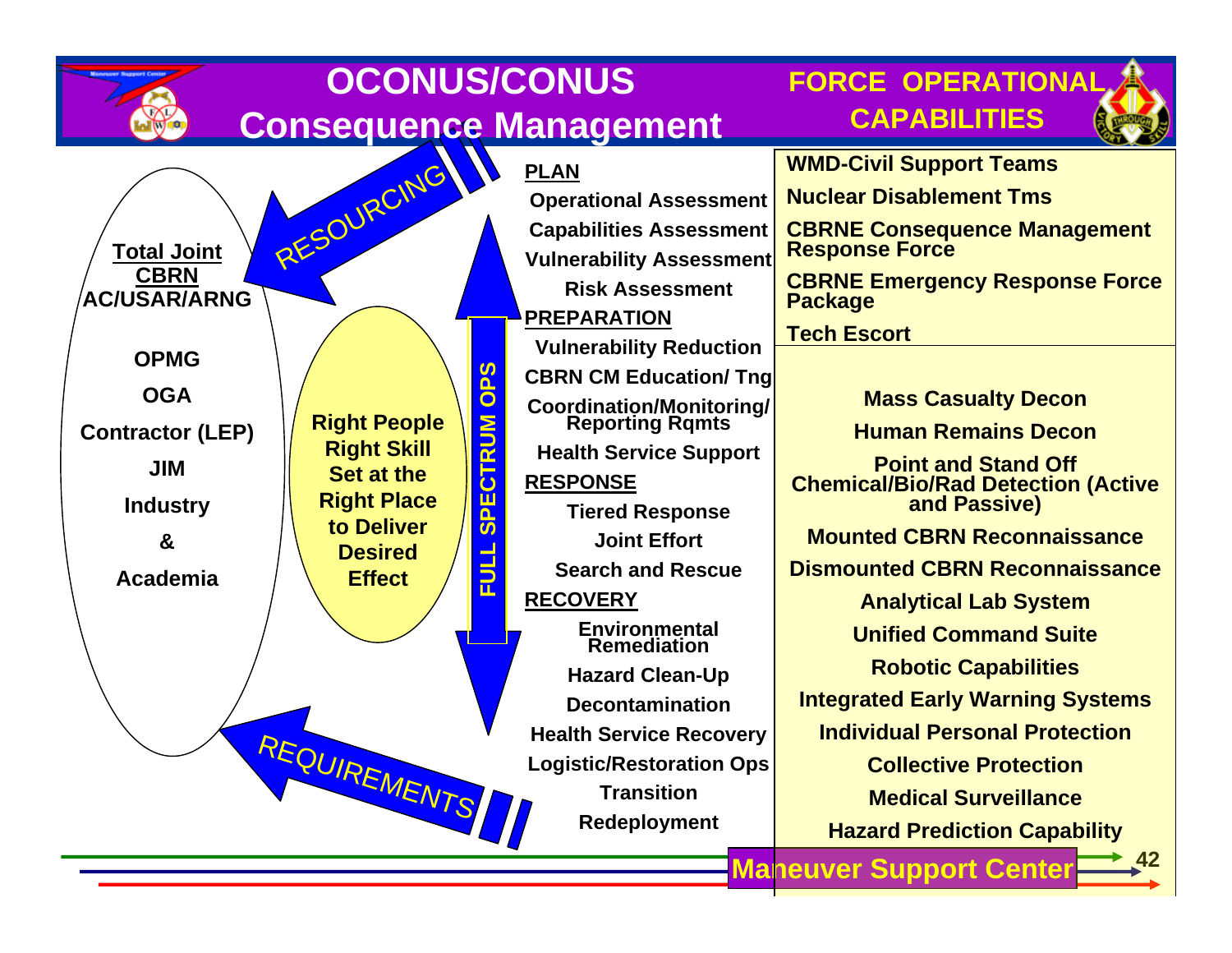# OCONUS/CONUS Consequence Management

## FORCE OPERATIONAL CAPABILITIES

**Total Joint CBRN AC/USAR/ARNG**

- OPMG
- OGA
- Contractor (LEP)
- JIM
- Industry
- &
- Academia

RESOURCING

REQUIREMENTS

**Right People Right Skill Set at the Right Place to Deliver Desired Effect**

FULL SPECTRUM OPS

**PLAN**

- Operational Assessment
- Capabilities Assessment
- Vulnerability Assessment
- Risk Assessment

**PREPARATION**

- Vulnerability Reduction
- CBRN CM Education/ Tng
- Coordination/Monitoring/ Reporting Rqmts
- Health Service Support

**RESPONSE**

- Tiered Response
- Joint Effort
- Search and Rescue

**RECOVERY**

- Environmental Remediation
- Hazard Clean-Up
- Decontamination
- Health Service Recovery
- Logistic/Restoration Ops
- Transition
- Redeployment

**FORCE OPERATIONAL CAPABILITIES**

- WMD-Civil Support Teams
- Nuclear Disablement Tms
- CBRNE Consequence Management Response Force
- CBRNE Emergency Response Force Package
- Tech Escort

- Mass Casualty Decon
- Human Remains Decon
- Point and Stand Off Chemical/Bio/Rad Detection (Active and Passive)
- Mounted CBRN Reconnaissance
- Dismounted CBRN Reconnaissance
- Analytical Lab System
- Unified Command Suite
- Robotic Capabilities
- Integrated Early Warning Systems
- Individual Personal Protection
- Collective Protection
- Medical Surveillance
- Hazard Prediction Capability

Maneuver Support Center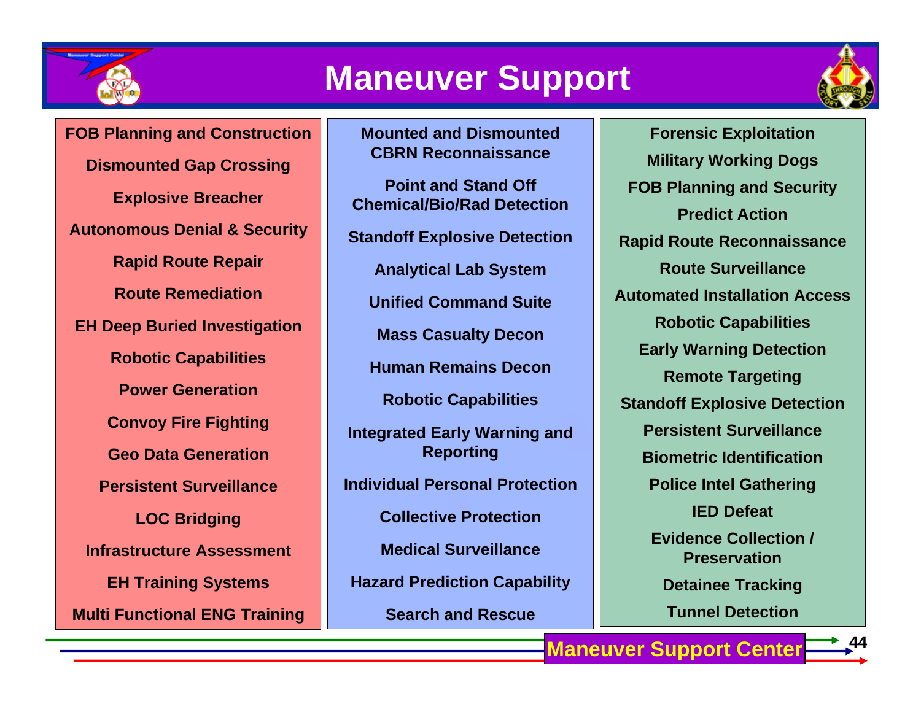# Maneuver Support

| | | |
|---|---|---|
| FOB Planning and Construction | Mounted and Dismounted CBRN Reconnaissance | Forensic Exploitation |
| Dismounted Gap Crossing | Point and Stand Off Chemical/Bio/Rad Detection | Military Working Dogs |
| Explosive Breacher | Standoff Explosive Detection | FOB Planning and Security |
| Autonomous Denial & Security | Analytical Lab System | Predict Action |
| Rapid Route Repair | Unified Command Suite | Rapid Route Reconnaissance |
| Route Remediation | Mass Casualty Decon | Route Surveillance |
| EH Deep Buried Investigation | Human Remains Decon | Automated Installation Access |
| Robotic Capabilities | Robotic Capabilities | Robotic Capabilities |
| Power Generation | Integrated Early Warning and Reporting | Early Warning Detection |
| Convoy Fire Fighting | Individual Personal Protection | Remote Targeting |
| Geo Data Generation | Collective Protection | Standoff Explosive Detection |
| Persistent Surveillance | Medical Surveillance | Persistent Surveillance |
| LOC Bridging | Hazard Prediction Capability | Biometric Identification |
| Infrastructure Assessment | Search and Rescue | Police Intel Gathering |
| EH Training Systems | | IED Defeat |
| Multi Functional ENG Training | | Evidence Collection / Preservation |
| | | Detainee Tracking |
| | | Tunnel Detection |

Maneuver Support Center